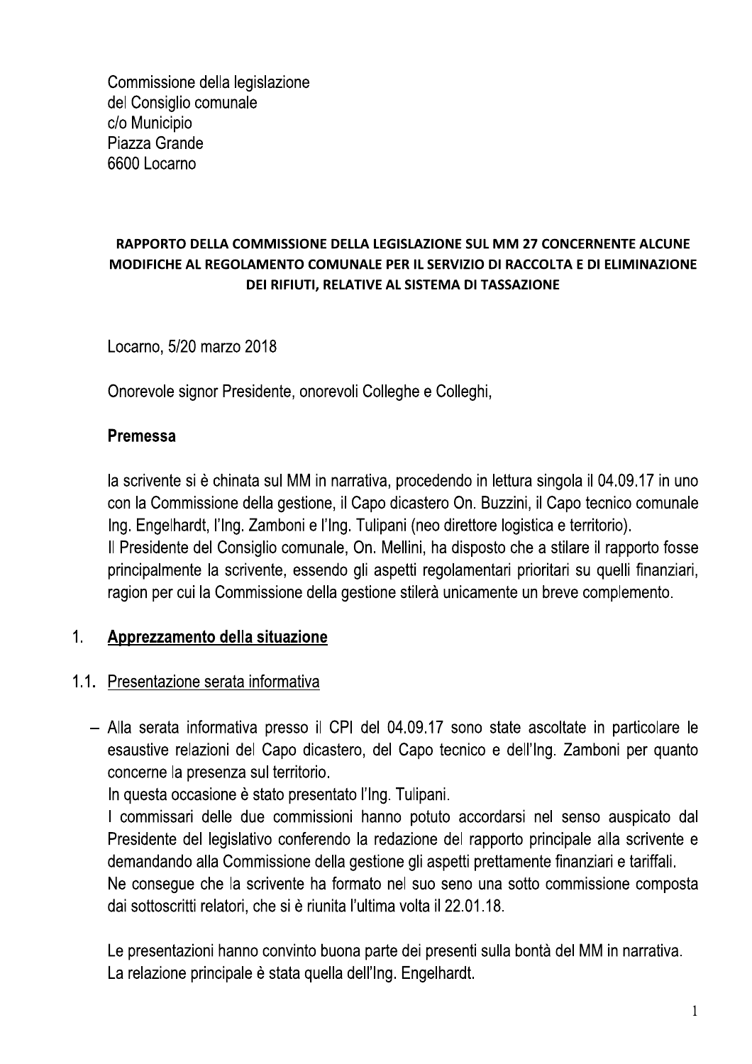Commissione della legislazione
del Consiglio comunale
c/o Municipio
Piazza Grande
6600 Locarno

**RAPPORTO DELLA COMMISSIONE DELLA LEGISLAZIONE SUL MM 27 CONCERNENTE ALCUNE MODIFICHE AL REGOLAMENTO COMUNALE PER IL SERVIZIO DI RACCOLTA E DI ELIMINAZIONE DEI RIFIUTI, RELATIVE AL SISTEMA DI TASSAZIONE**

Locarno, 5/20 marzo 2018

Onorevole signor Presidente, onorevoli Colleghe e Colleghi,

## Premessa

la scrivente si è chinata sul MM in narrativa, procedendo in lettura singola il 04.09.17 in uno con la Commissione della gestione, il Capo dicastero On. Buzzini, il Capo tecnico comunale Ing. Engelhardt, l'Ing. Zamboni e l'Ing. Tulipani (neo direttore logistica e territorio).
Il Presidente del Consiglio comunale, On. Mellini, ha disposto che a stilare il rapporto fosse principalmente la scrivente, essendo gli aspetti regolamentari prioritari su quelli finanziari, ragion per cui la Commissione della gestione stilerà unicamente un breve complemento.

## 1. Apprezzamento della situazione

### 1.1. Presentazione serata informativa

- Alla serata informativa presso il CPI del 04.09.17 sono state ascoltate in particolare le esaustive relazioni del Capo dicastero, del Capo tecnico e dell'Ing. Zamboni per quanto concerne la presenza sul territorio.
  In questa occasione è stato presentato l'Ing. Tulipani.
  I commissari delle due commissioni hanno potuto accordarsi nel senso auspicato dal Presidente del legislativo conferendo la redazione del rapporto principale alla scrivente e demandando alla Commissione della gestione gli aspetti prettamente finanziari e tariffali.
  Ne consegue che la scrivente ha formato nel suo seno una sotto commissione composta dai sottoscritti relatori, che si è riunita l'ultima volta il 22.01.18.

  Le presentazioni hanno convinto buona parte dei presenti sulla bontà del MM in narrativa.
  La relazione principale è stata quella dell'Ing. Engelhardt.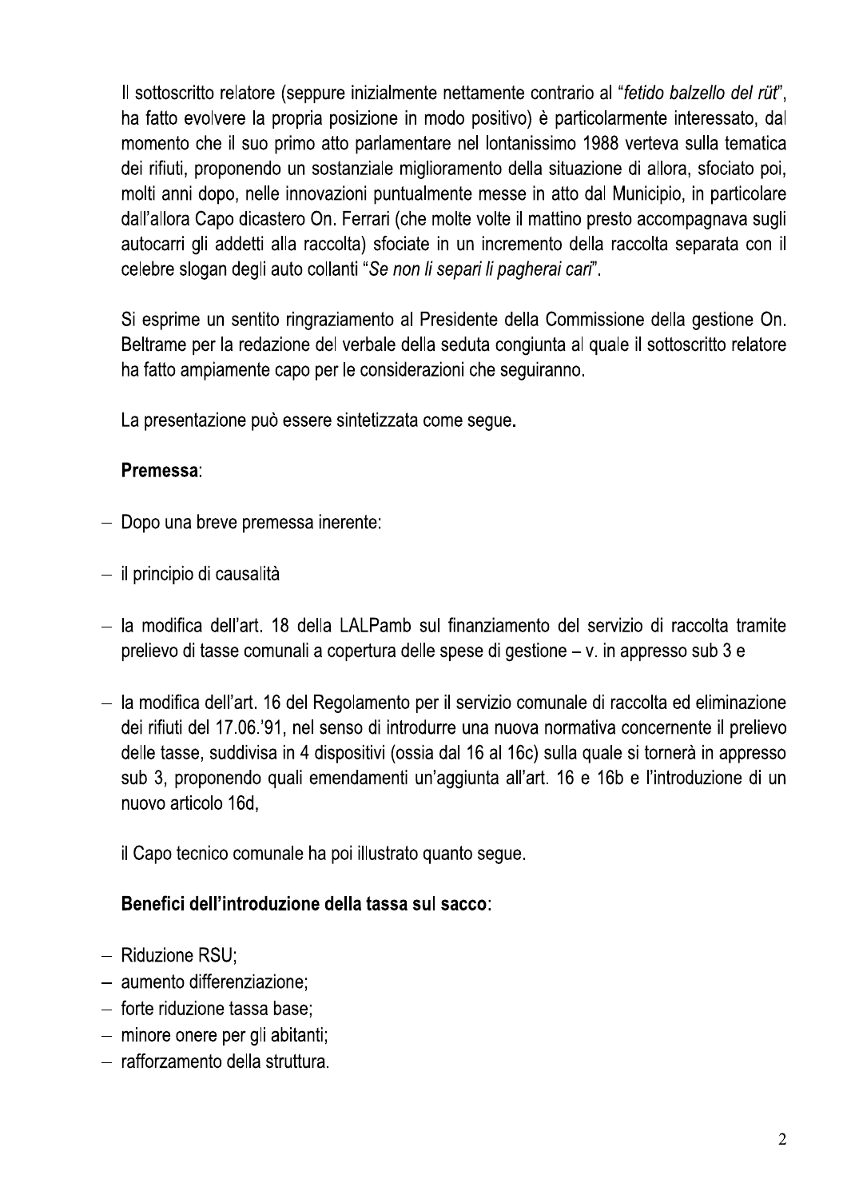Il sottoscritto relatore (seppure inizialmente nettamente contrario al "*fetido balzello del rüt*", ha fatto evolvere la propria posizione in modo positivo) è particolarmente interessato, dal momento che il suo primo atto parlamentare nel lontanissimo 1988 verteva sulla tematica dei rifiuti, proponendo un sostanziale miglioramento della situazione di allora, sfociato poi, molti anni dopo, nelle innovazioni puntualmente messe in atto dal Municipio, in particolare dall'allora Capo dicastero On. Ferrari (che molte volte il mattino presto accompagnava sugli autocarri gli addetti alla raccolta) sfociate in un incremento della raccolta separata con il celebre slogan degli auto collanti "*Se non li separi li pagherai cari*".

Si esprime un sentito ringraziamento al Presidente della Commissione della gestione On. Beltrame per la redazione del verbale della seduta congiunta al quale il sottoscritto relatore ha fatto ampiamente capo per le considerazioni che seguiranno.

La presentazione può essere sintetizzata come segue.

**Premessa**:

- Dopo una breve premessa inerente:
- il principio di causalità
- la modifica dell'art. 18 della LALPamb sul finanziamento del servizio di raccolta tramite prelievo di tasse comunali a copertura delle spese di gestione – v. in appresso sub 3 e
- la modifica dell'art. 16 del Regolamento per il servizio comunale di raccolta ed eliminazione dei rifiuti del 17.06.'91, nel senso di introdurre una nuova normativa concernente il prelievo delle tasse, suddivisa in 4 dispositivi (ossia dal 16 al 16c) sulla quale si tornerà in appresso sub 3, proponendo quali emendamenti un'aggiunta all'art. 16 e 16b e l'introduzione di un nuovo articolo 16d,

il Capo tecnico comunale ha poi illustrato quanto segue.

**Benefici dell'introduzione della tassa sul sacco**:

- Riduzione RSU;
- aumento differenziazione;
- forte riduzione tassa base;
- minore onere per gli abitanti;
- rafforzamento della struttura.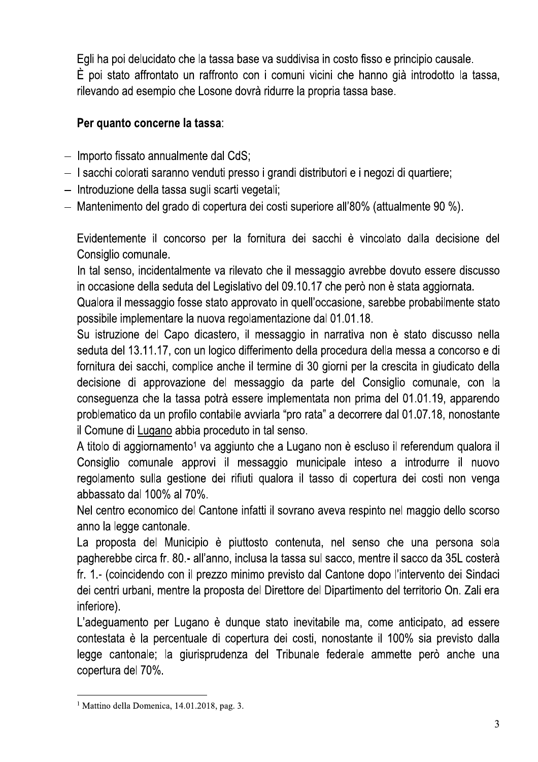Egli ha poi delucidato che la tassa base va suddivisa in costo fisso e principio causale.
È poi stato affrontato un raffronto con i comuni vicini che hanno già introdotto la tassa, rilevando ad esempio che Losone dovrà ridurre la propria tassa base.

**Per quanto concerne la tassa**:

- Importo fissato annualmente dal CdS;
- I sacchi colorati saranno venduti presso i grandi distributori e i negozi di quartiere;
- Introduzione della tassa sugli scarti vegetali;
- Mantenimento del grado di copertura dei costi superiore all'80% (attualmente 90 %).

Evidentemente il concorso per la fornitura dei sacchi è vincolato dalla decisione del Consiglio comunale.

In tal senso, incidentalmente va rilevato che il messaggio avrebbe dovuto essere discusso in occasione della seduta del Legislativo del 09.10.17 che però non è stata aggiornata.

Qualora il messaggio fosse stato approvato in quell'occasione, sarebbe probabilmente stato possibile implementare la nuova regolamentazione dal 01.01.18.

Su istruzione del Capo dicastero, il messaggio in narrativa non è stato discusso nella seduta del 13.11.17, con un logico differimento della procedura della messa a concorso e di fornitura dei sacchi, complice anche il termine di 30 giorni per la crescita in giudicato della decisione di approvazione del messaggio da parte del Consiglio comunale, con la conseguenza che la tassa potrà essere implementata non prima del 01.01.19, apparendo problematico da un profilo contabile avviarla "pro rata" a decorrere dal 01.07.18, nonostante il Comune di Lugano abbia proceduto in tal senso.

A titolo di aggiornamento[1] va aggiunto che a Lugano non è escluso il referendum qualora il Consiglio comunale approvi il messaggio municipale inteso a introdurre il nuovo regolamento sulla gestione dei rifiuti qualora il tasso di copertura dei costi non venga abbassato dal 100% al 70%.

Nel centro economico del Cantone infatti il sovrano aveva respinto nel maggio dello scorso anno la legge cantonale.

La proposta del Municipio è piuttosto contenuta, nel senso che una persona sola pagherebbe circa fr. 80.- all'anno, inclusa la tassa sul sacco, mentre il sacco da 35L costerà fr. 1.- (coincidendo con il prezzo minimo previsto dal Cantone dopo l'intervento dei Sindaci dei centri urbani, mentre la proposta del Direttore del Dipartimento del territorio On. Zali era inferiore).

L'adeguamento per Lugano è dunque stato inevitabile ma, come anticipato, ad essere contestata è la percentuale di copertura dei costi, nonostante il 100% sia previsto dalla legge cantonale; la giurisprudenza del Tribunale federale ammette però anche una copertura del 70%.

---

[1] Mattino della Domenica, 14.01.2018, pag. 3.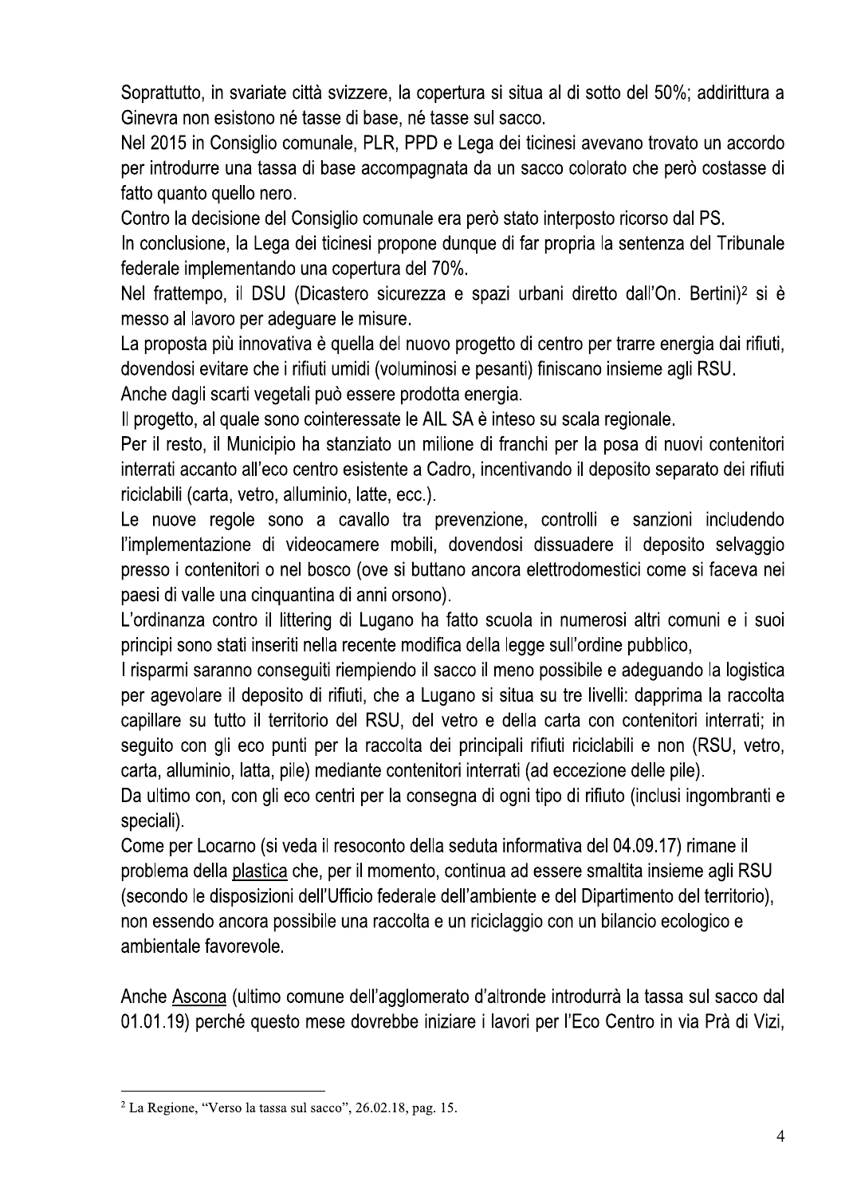Soprattutto, in svariate città svizzere, la copertura si situa al di sotto del 50%; addirittura a Ginevra non esistono né tasse di base, né tasse sul sacco.

Nel 2015 in Consiglio comunale, PLR, PPD e Lega dei ticinesi avevano trovato un accordo per introdurre una tassa di base accompagnata da un sacco colorato che però costasse di fatto quanto quello nero.

Contro la decisione del Consiglio comunale era però stato interposto ricorso dal PS.

In conclusione, la Lega dei ticinesi propone dunque di far propria la sentenza del Tribunale federale implementando una copertura del 70%.

Nel frattempo, il DSU (Dicastero sicurezza e spazi urbani diretto dall'On. Bertini)[2] si è messo al lavoro per adeguare le misure.

La proposta più innovativa è quella del nuovo progetto di centro per trarre energia dai rifiuti, dovendosi evitare che i rifiuti umidi (voluminosi e pesanti) finiscano insieme agli RSU.

Anche dagli scarti vegetali può essere prodotta energia.

Il progetto, al quale sono cointeressate le AIL SA è inteso su scala regionale.

Per il resto, il Municipio ha stanziato un milione di franchi per la posa di nuovi contenitori interrati accanto all'eco centro esistente a Cadro, incentivando il deposito separato dei rifiuti riciclabili (carta, vetro, alluminio, latte, ecc.).

Le nuove regole sono a cavallo tra prevenzione, controlli e sanzioni includendo l'implementazione di videocamere mobili, dovendosi dissuadere il deposito selvaggio presso i contenitori o nel bosco (ove si buttano ancora elettrodomestici come si faceva nei paesi di valle una cinquantina di anni orsono).

L'ordinanza contro il littering di Lugano ha fatto scuola in numerosi altri comuni e i suoi principi sono stati inseriti nella recente modifica della legge sull'ordine pubblico,

I risparmi saranno conseguiti riempiendo il sacco il meno possibile e adeguando la logistica per agevolare il deposito di rifiuti, che a Lugano si situa su tre livelli: dapprima la raccolta capillare su tutto il territorio del RSU, del vetro e della carta con contenitori interrati; in seguito con gli eco punti per la raccolta dei principali rifiuti riciclabili e non (RSU, vetro, carta, alluminio, latta, pile) mediante contenitori interrati (ad eccezione delle pile).

Da ultimo con, con gli eco centri per la consegna di ogni tipo di rifiuto (inclusi ingombranti e speciali).

Come per Locarno (si veda il resoconto della seduta informativa del 04.09.17) rimane il problema della plastica che, per il momento, continua ad essere smaltita insieme agli RSU (secondo le disposizioni dell'Ufficio federale dell'ambiente e del Dipartimento del territorio), non essendo ancora possibile una raccolta e un riciclaggio con un bilancio ecologico e ambientale favorevole.

Anche Ascona (ultimo comune dell'agglomerato d'altronde introdurrà la tassa sul sacco dal 01.01.19) perché questo mese dovrebbe iniziare i lavori per l'Eco Centro in via Prà di Vizi,

---

[2] La Regione, "Verso la tassa sul sacco", 26.02.18, pag. 15.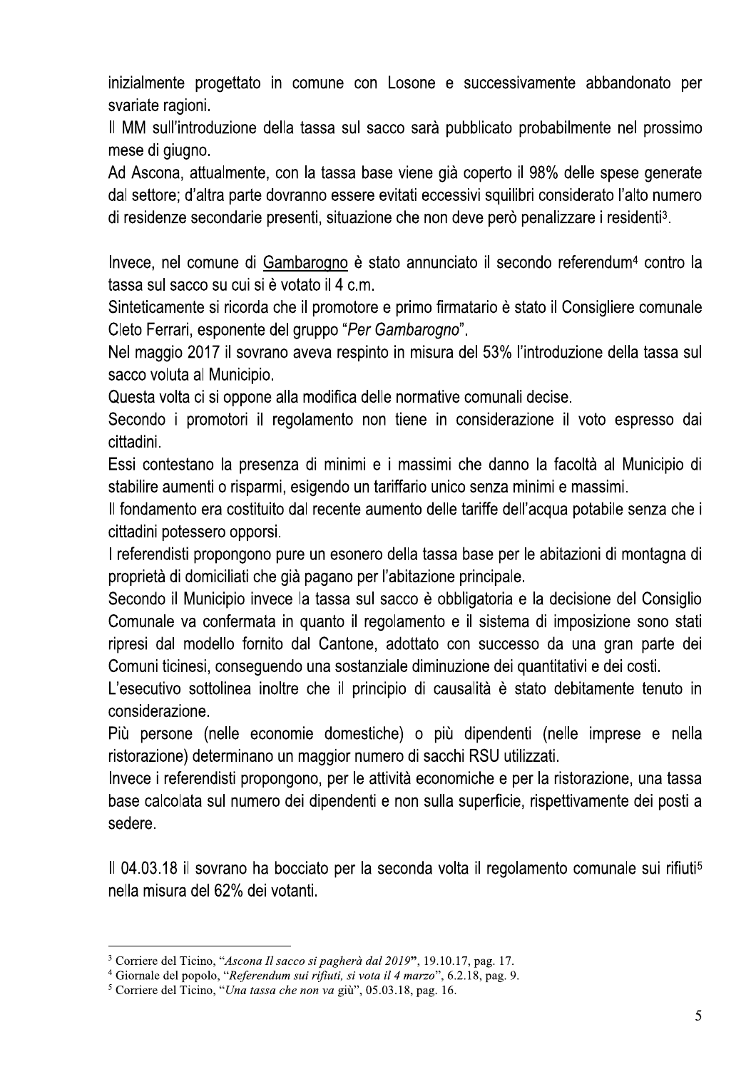inizialmente progettato in comune con Losone e successivamente abbandonato per svariate ragioni.

Il MM sull'introduzione della tassa sul sacco sarà pubblicato probabilmente nel prossimo mese di giugno.

Ad Ascona, attualmente, con la tassa base viene già coperto il 98% delle spese generate dal settore; d'altra parte dovranno essere evitati eccessivi squilibri considerato l'alto numero di residenze secondarie presenti, situazione che non deve però penalizzare i residenti[3].

Invece, nel comune di Gambarogno è stato annunciato il secondo referendum[4] contro la tassa sul sacco su cui si è votato il 4 c.m.

Sinteticamente si ricorda che il promotore e primo firmatario è stato il Consigliere comunale Cleto Ferrari, esponente del gruppo "*Per Gambarogno*".

Nel maggio 2017 il sovrano aveva respinto in misura del 53% l'introduzione della tassa sul sacco voluta al Municipio.

Questa volta ci si oppone alla modifica delle normative comunali decise.

Secondo i promotori il regolamento non tiene in considerazione il voto espresso dai cittadini.

Essi contestano la presenza di minimi e i massimi che danno la facoltà al Municipio di stabilire aumenti o risparmi, esigendo un tariffario unico senza minimi e massimi.

Il fondamento era costituito dal recente aumento delle tariffe dell'acqua potabile senza che i cittadini potessero opporsi.

I referendisti propongono pure un esonero della tassa base per le abitazioni di montagna di proprietà di domiciliati che già pagano per l'abitazione principale.

Secondo il Municipio invece la tassa sul sacco è obbligatoria e la decisione del Consiglio Comunale va confermata in quanto il regolamento e il sistema di imposizione sono stati ripresi dal modello fornito dal Cantone, adottato con successo da una gran parte dei Comuni ticinesi, conseguendo una sostanziale diminuzione dei quantitativi e dei costi.

L'esecutivo sottolinea inoltre che il principio di causalità è stato debitamente tenuto in considerazione.

Più persone (nelle economie domestiche) o più dipendenti (nelle imprese e nella ristorazione) determinano un maggior numero di sacchi RSU utilizzati.

Invece i referendisti propongono, per le attività economiche e per la ristorazione, una tassa base calcolata sul numero dei dipendenti e non sulla superficie, rispettivamente dei posti a sedere.

Il 04.03.18 il sovrano ha bocciato per la seconda volta il regolamento comunale sui rifiuti[5] nella misura del 62% dei votanti.

---

[3] Corriere del Ticino, "*Ascona Il sacco si pagherà dal 2019*", 19.10.17, pag. 17.

[4] Giornale del popolo, "*Referendum sui rifiuti, si vota il 4 marzo*", 6.2.18, pag. 9.

[5] Corriere del Ticino, "*Una tassa che non va* giù", 05.03.18, pag. 16.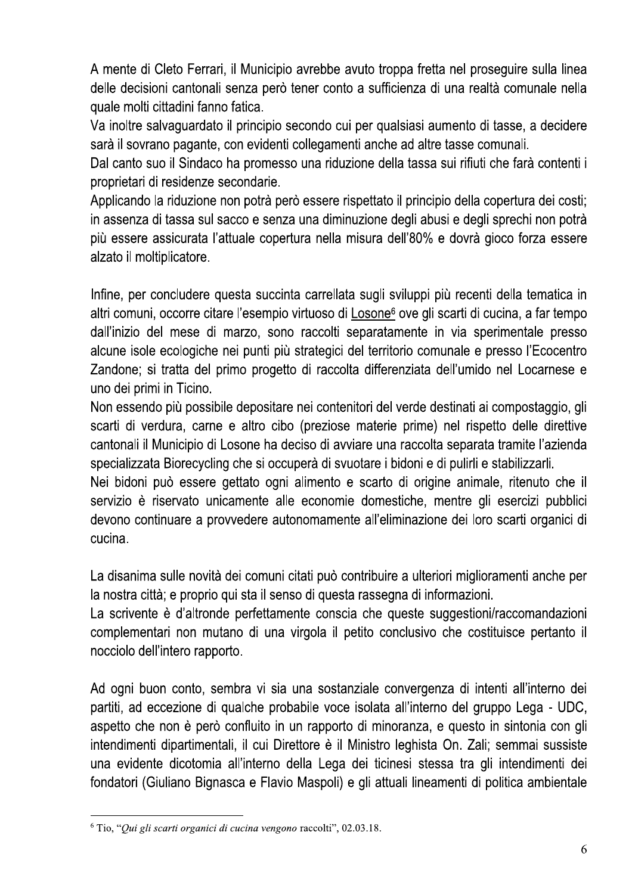A mente di Cleto Ferrari, il Municipio avrebbe avuto troppa fretta nel proseguire sulla linea delle decisioni cantonali senza però tener conto a sufficienza di una realtà comunale nella quale molti cittadini fanno fatica.

Va inoltre salvaguardato il principio secondo cui per qualsiasi aumento di tasse, a decidere sarà il sovrano pagante, con evidenti collegamenti anche ad altre tasse comunali.

Dal canto suo il Sindaco ha promesso una riduzione della tassa sui rifiuti che farà contenti i proprietari di residenze secondarie.

Applicando la riduzione non potrà però essere rispettato il principio della copertura dei costi; in assenza di tassa sul sacco e senza una diminuzione degli abusi e degli sprechi non potrà più essere assicurata l'attuale copertura nella misura dell'80% e dovrà gioco forza essere alzato il moltiplicatore.

Infine, per concludere questa succinta carrellata sugli sviluppi più recenti della tematica in altri comuni, occorre citare l'esempio virtuoso di Losone[6] ove gli scarti di cucina, a far tempo dall'inizio del mese di marzo, sono raccolti separatamente in via sperimentale presso alcune isole ecologiche nei punti più strategici del territorio comunale e presso l'Ecocentro Zandone; si tratta del primo progetto di raccolta differenziata dell'umido nel Locarnese e uno dei primi in Ticino.

Non essendo più possibile depositare nei contenitori del verde destinati ai compostaggio, gli scarti di verdura, carne e altro cibo (preziose materie prime) nel rispetto delle direttive cantonali il Municipio di Losone ha deciso di avviare una raccolta separata tramite l'azienda specializzata Biorecycling che si occuperà di svuotare i bidoni e di pulirli e stabilizzarli.

Nei bidoni può essere gettato ogni alimento e scarto di origine animale, ritenuto che il servizio è riservato unicamente alle economie domestiche, mentre gli esercizi pubblici devono continuare a provvedere autonomamente all'eliminazione dei loro scarti organici di cucina.

La disanima sulle novità dei comuni citati può contribuire a ulteriori miglioramenti anche per la nostra città; e proprio qui sta il senso di questa rassegna di informazioni.

La scrivente è d'altronde perfettamente conscia che queste suggestioni/raccomandazioni complementari non mutano di una virgola il petito conclusivo che costituisce pertanto il nocciolo dell'intero rapporto.

Ad ogni buon conto, sembra vi sia una sostanziale convergenza di intenti all'interno dei partiti, ad eccezione di qualche probabile voce isolata all'interno del gruppo Lega - UDC, aspetto che non è però confluito in un rapporto di minoranza, e questo in sintonia con gli intendimenti dipartimentali, il cui Direttore è il Ministro leghista On. Zali; semmai sussiste una evidente dicotomia all'interno della Lega dei ticinesi stessa tra gli intendimenti dei fondatori (Giuliano Bignasca e Flavio Maspoli) e gli attuali lineamenti di politica ambientale

---

[6] Tio, "*Qui gli scarti organici di cucina vengono* raccolti", 02.03.18.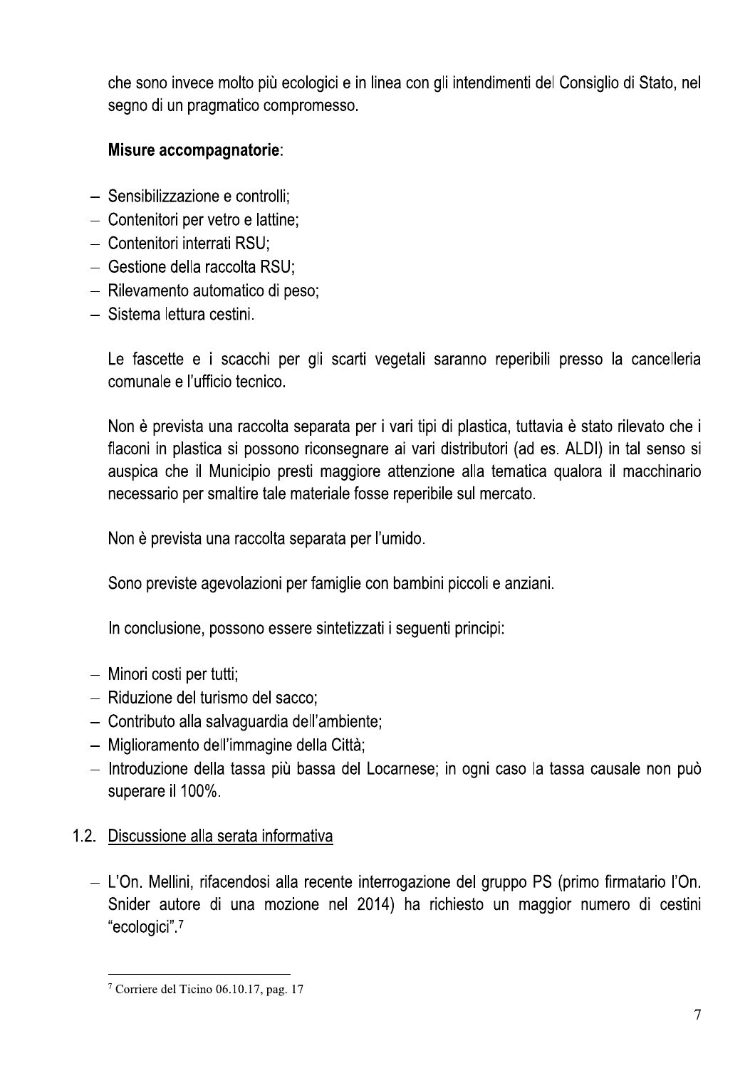che sono invece molto più ecologici e in linea con gli intendimenti del Consiglio di Stato, nel segno di un pragmatico compromesso.

**Misure accompagnatorie**:

- Sensibilizzazione e controlli;
- Contenitori per vetro e lattine;
- Contenitori interrati RSU;
- Gestione della raccolta RSU;
- Rilevamento automatico di peso;
- Sistema lettura cestini.

Le fascette e i scacchi per gli scarti vegetali saranno reperibili presso la cancelleria comunale e l'ufficio tecnico.

Non è prevista una raccolta separata per i vari tipi di plastica, tuttavia è stato rilevato che i flaconi in plastica si possono riconsegnare ai vari distributori (ad es. ALDI) in tal senso si auspica che il Municipio presti maggiore attenzione alla tematica qualora il macchinario necessario per smaltire tale materiale fosse reperibile sul mercato.

Non è prevista una raccolta separata per l'umido.

Sono previste agevolazioni per famiglie con bambini piccoli e anziani.

In conclusione, possono essere sintetizzati i seguenti principi:

- Minori costi per tutti;
- Riduzione del turismo del sacco;
- Contributo alla salvaguardia dell'ambiente;
- Miglioramento dell'immagine della Città;
- Introduzione della tassa più bassa del Locarnese; in ogni caso la tassa causale non può superare il 100%.

## 1.2. Discussione alla serata informativa

- L'On. Mellini, rifacendosi alla recente interrogazione del gruppo PS (primo firmatario l'On. Snider autore di una mozione nel 2014) ha richiesto un maggior numero di cestini "ecologici".[7]

---

[7] Corriere del Ticino 06.10.17, pag. 17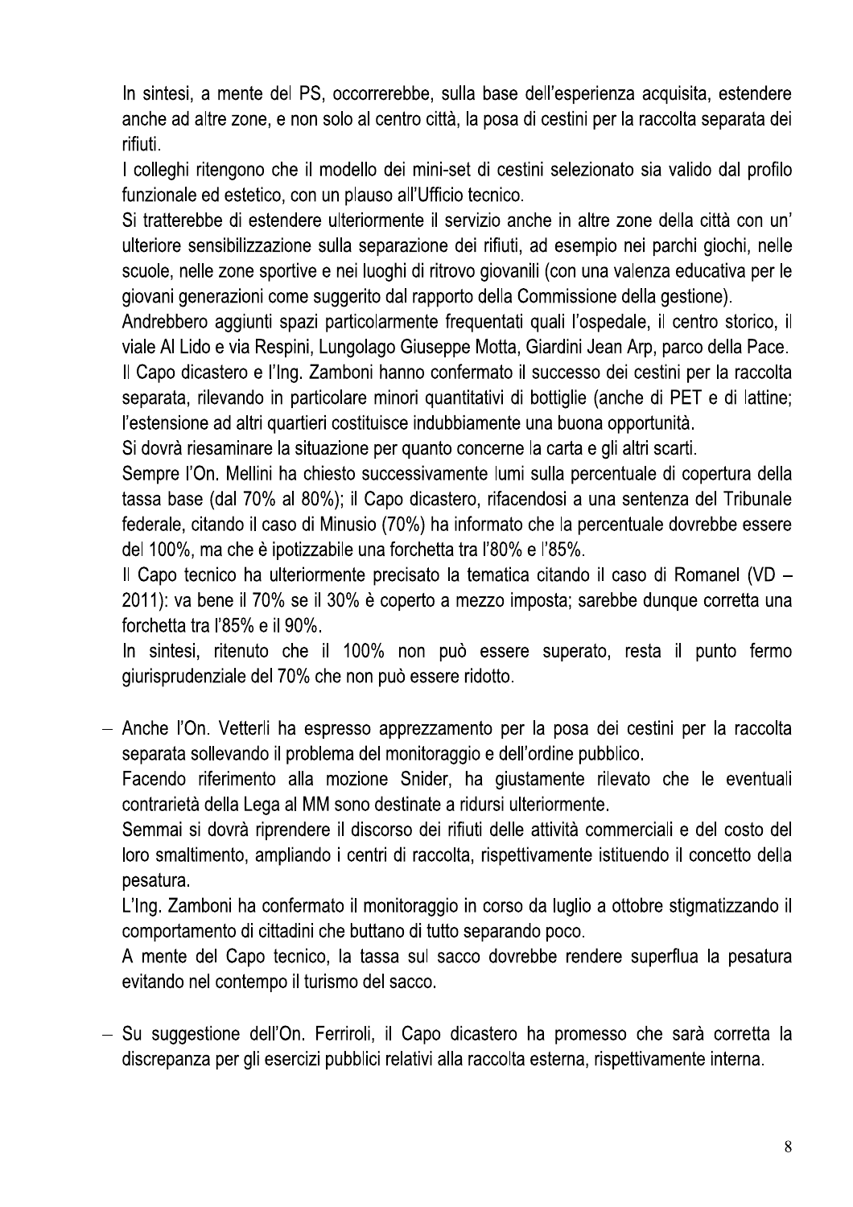In sintesi, a mente del PS, occorrerebbe, sulla base dell'esperienza acquisita, estendere anche ad altre zone, e non solo al centro città, la posa di cestini per la raccolta separata dei rifiuti.

I colleghi ritengono che il modello dei mini-set di cestini selezionato sia valido dal profilo funzionale ed estetico, con un plauso all'Ufficio tecnico.

Si tratterebbe di estendere ulteriormente il servizio anche in altre zone della città con un' ulteriore sensibilizzazione sulla separazione dei rifiuti, ad esempio nei parchi giochi, nelle scuole, nelle zone sportive e nei luoghi di ritrovo giovanili (con una valenza educativa per le giovani generazioni come suggerito dal rapporto della Commissione della gestione).

Andrebbero aggiunti spazi particolarmente frequentati quali l'ospedale, il centro storico, il viale Al Lido e via Respini, Lungolago Giuseppe Motta, Giardini Jean Arp, parco della Pace.

Il Capo dicastero e l'Ing. Zamboni hanno confermato il successo dei cestini per la raccolta separata, rilevando in particolare minori quantitativi di bottiglie (anche di PET e di lattine; l'estensione ad altri quartieri costituisce indubbiamente una buona opportunità.

Si dovrà riesaminare la situazione per quanto concerne la carta e gli altri scarti.

Sempre l'On. Mellini ha chiesto successivamente lumi sulla percentuale di copertura della tassa base (dal 70% al 80%); il Capo dicastero, rifacendosi a una sentenza del Tribunale federale, citando il caso di Minusio (70%) ha informato che la percentuale dovrebbe essere del 100%, ma che è ipotizzabile una forchetta tra l'80% e l'85%.

Il Capo tecnico ha ulteriormente precisato la tematica citando il caso di Romanel (VD – 2011): va bene il 70% se il 30% è coperto a mezzo imposta; sarebbe dunque corretta una forchetta tra l'85% e il 90%.

In sintesi, ritenuto che il 100% non può essere superato, resta il punto fermo giurisprudenziale del 70% che non può essere ridotto.

- Anche l'On. Vetterli ha espresso apprezzamento per la posa dei cestini per la raccolta separata sollevando il problema del monitoraggio e dell'ordine pubblico.

  Facendo riferimento alla mozione Snider, ha giustamente rilevato che le eventuali contrarietà della Lega al MM sono destinate a ridursi ulteriormente.

  Semmai si dovrà riprendere il discorso dei rifiuti delle attività commerciali e del costo del loro smaltimento, ampliando i centri di raccolta, rispettivamente istituendo il concetto della pesatura.

  L'Ing. Zamboni ha confermato il monitoraggio in corso da luglio a ottobre stigmatizzando il comportamento di cittadini che buttano di tutto separando poco.

  A mente del Capo tecnico, la tassa sul sacco dovrebbe rendere superflua la pesatura evitando nel contempo il turismo del sacco.

- Su suggestione dell'On. Ferriroli, il Capo dicastero ha promesso che sarà corretta la discrepanza per gli esercizi pubblici relativi alla raccolta esterna, rispettivamente interna.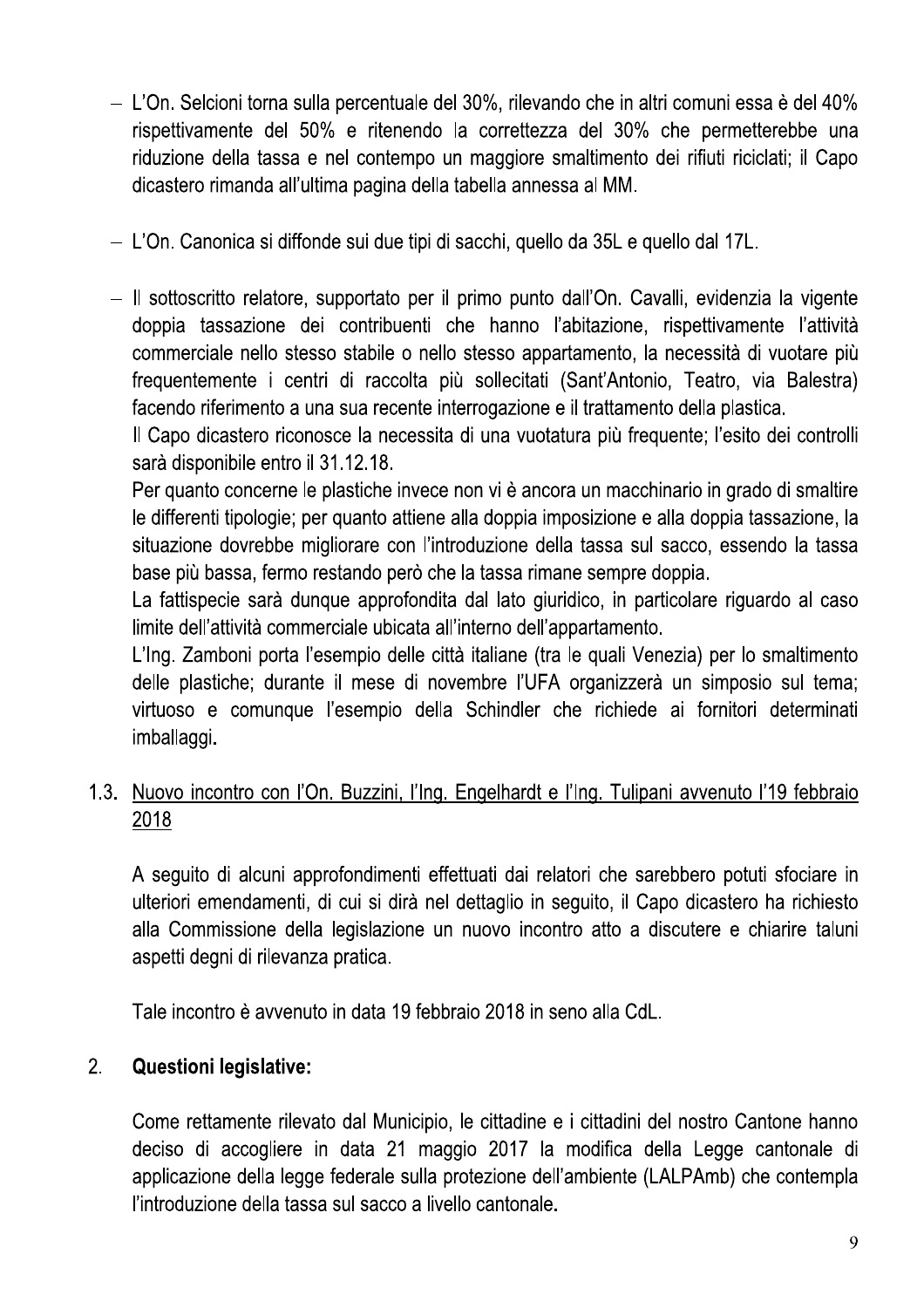- L'On. Selcioni torna sulla percentuale del 30%, rilevando che in altri comuni essa è del 40% rispettivamente del 50% e ritenendo la correttezza del 30% che permetterebbe una riduzione della tassa e nel contempo un maggiore smaltimento dei rifiuti riciclati; il Capo dicastero rimanda all'ultima pagina della tabella annessa al MM.

- L'On. Canonica si diffonde sui due tipi di sacchi, quello da 35L e quello dal 17L.

- Il sottoscritto relatore, supportato per il primo punto dall'On. Cavalli, evidenzia la vigente doppia tassazione dei contribuenti che hanno l'abitazione, rispettivamente l'attività commerciale nello stesso stabile o nello stesso appartamento, la necessità di vuotare più frequentemente i centri di raccolta più sollecitati (Sant'Antonio, Teatro, via Balestra) facendo riferimento a una sua recente interrogazione e il trattamento della plastica.

  Il Capo dicastero riconosce la necessita di una vuotatura più frequente; l'esito dei controlli sarà disponibile entro il 31.12.18.

  Per quanto concerne le plastiche invece non vi è ancora un macchinario in grado di smaltire le differenti tipologie; per quanto attiene alla doppia imposizione e alla doppia tassazione, la situazione dovrebbe migliorare con l'introduzione della tassa sul sacco, essendo la tassa base più bassa, fermo restando però che la tassa rimane sempre doppia.

  La fattispecie sarà dunque approfondita dal lato giuridico, in particolare riguardo al caso limite dell'attività commerciale ubicata all'interno dell'appartamento.

  L'Ing. Zamboni porta l'esempio delle città italiane (tra le quali Venezia) per lo smaltimento delle plastiche; durante il mese di novembre l'UFA organizzerà un simposio sul tema; virtuoso e comunque l'esempio della Schindler che richiede ai fornitori determinati imballaggi.

### 1.3. Nuovo incontro con l'On. Buzzini, l'Ing. Engelhardt e l'Ing. Tulipani avvenuto l'19 febbraio 2018

A seguito di alcuni approfondimenti effettuati dai relatori che sarebbero potuti sfociare in ulteriori emendamenti, di cui si dirà nel dettaglio in seguito, il Capo dicastero ha richiesto alla Commissione della legislazione un nuovo incontro atto a discutere e chiarire taluni aspetti degni di rilevanza pratica.

Tale incontro è avvenuto in data 19 febbraio 2018 in seno alla CdL.

## 2. **Questioni legislative:**

Come rettamente rilevato dal Municipio, le cittadine e i cittadini del nostro Cantone hanno deciso di accogliere in data 21 maggio 2017 la modifica della Legge cantonale di applicazione della legge federale sulla protezione dell'ambiente (LALPAmb) che contempla l'introduzione della tassa sul sacco a livello cantonale.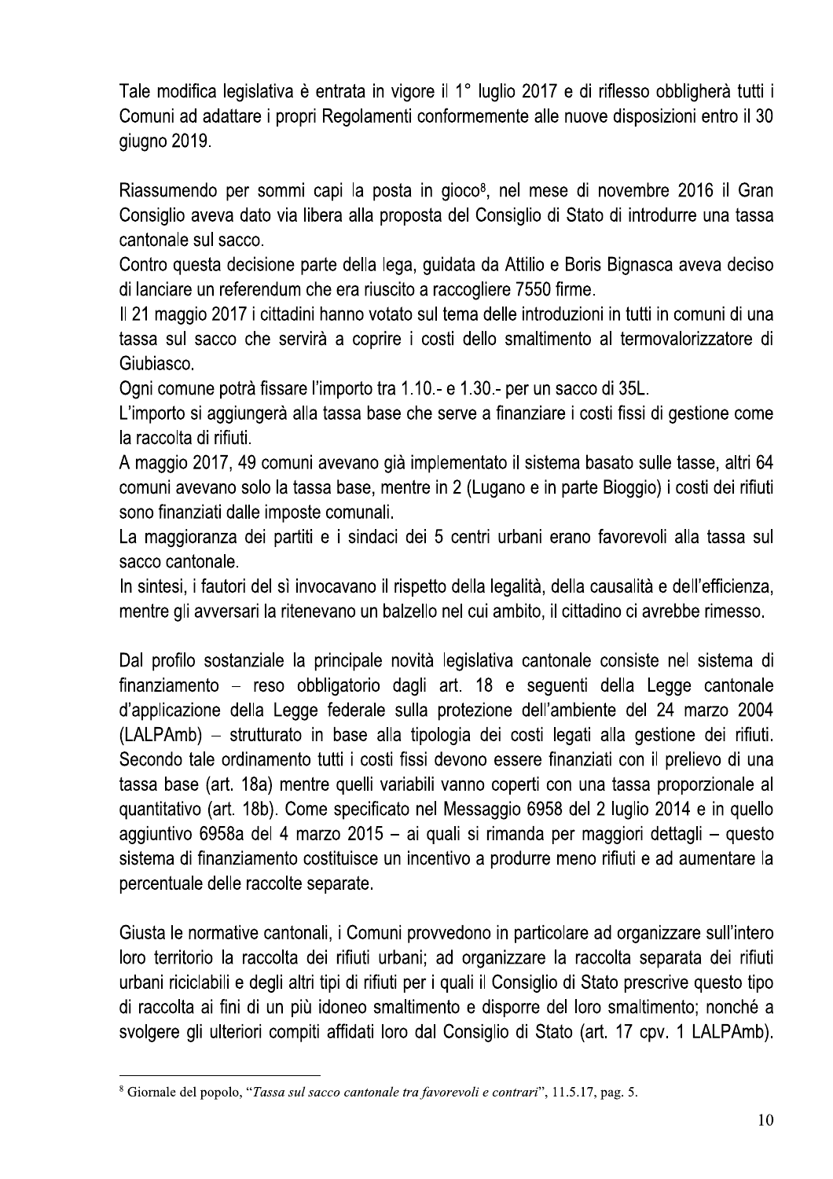Tale modifica legislativa è entrata in vigore il 1° luglio 2017 e di riflesso obbligherà tutti i Comuni ad adattare i propri Regolamenti conformemente alle nuove disposizioni entro il 30 giugno 2019.

Riassumendo per sommi capi la posta in gioco[8], nel mese di novembre 2016 il Gran Consiglio aveva dato via libera alla proposta del Consiglio di Stato di introdurre una tassa cantonale sul sacco.

Contro questa decisione parte della lega, guidata da Attilio e Boris Bignasca aveva deciso di lanciare un referendum che era riuscito a raccogliere 7550 firme.

Il 21 maggio 2017 i cittadini hanno votato sul tema delle introduzioni in tutti in comuni di una tassa sul sacco che servirà a coprire i costi dello smaltimento al termovalorizzatore di Giubiasco.

Ogni comune potrà fissare l'importo tra 1.10.- e 1.30.- per un sacco di 35L.

L'importo si aggiungerà alla tassa base che serve a finanziare i costi fissi di gestione come la raccolta di rifiuti.

A maggio 2017, 49 comuni avevano già implementato il sistema basato sulle tasse, altri 64 comuni avevano solo la tassa base, mentre in 2 (Lugano e in parte Bioggio) i costi dei rifiuti sono finanziati dalle imposte comunali.

La maggioranza dei partiti e i sindaci dei 5 centri urbani erano favorevoli alla tassa sul sacco cantonale.

In sintesi, i fautori del sì invocavano il rispetto della legalità, della causalità e dell'efficienza, mentre gli avversari la ritenevano un balzello nel cui ambito, il cittadino ci avrebbe rimesso.

Dal profilo sostanziale la principale novità legislativa cantonale consiste nel sistema di finanziamento – reso obbligatorio dagli art. 18 e seguenti della Legge cantonale d'applicazione della Legge federale sulla protezione dell'ambiente del 24 marzo 2004 (LALPAmb) – strutturato in base alla tipologia dei costi legati alla gestione dei rifiuti. Secondo tale ordinamento tutti i costi fissi devono essere finanziati con il prelievo di una tassa base (art. 18a) mentre quelli variabili vanno coperti con una tassa proporzionale al quantitativo (art. 18b). Come specificato nel Messaggio 6958 del 2 luglio 2014 e in quello aggiuntivo 6958a del 4 marzo 2015 – ai quali si rimanda per maggiori dettagli – questo sistema di finanziamento costituisce un incentivo a produrre meno rifiuti e ad aumentare la percentuale delle raccolte separate.

Giusta le normative cantonali, i Comuni provvedono in particolare ad organizzare sull'intero loro territorio la raccolta dei rifiuti urbani; ad organizzare la raccolta separata dei rifiuti urbani riciclabili e degli altri tipi di rifiuti per i quali il Consiglio di Stato prescrive questo tipo di raccolta ai fini di un più idoneo smaltimento e disporre del loro smaltimento; nonché a svolgere gli ulteriori compiti affidati loro dal Consiglio di Stato (art. 17 cpv. 1 LALPAmb).

---

[8] Giornale del popolo, "*Tassa sul sacco cantonale tra favorevoli e contrari*", 11.5.17, pag. 5.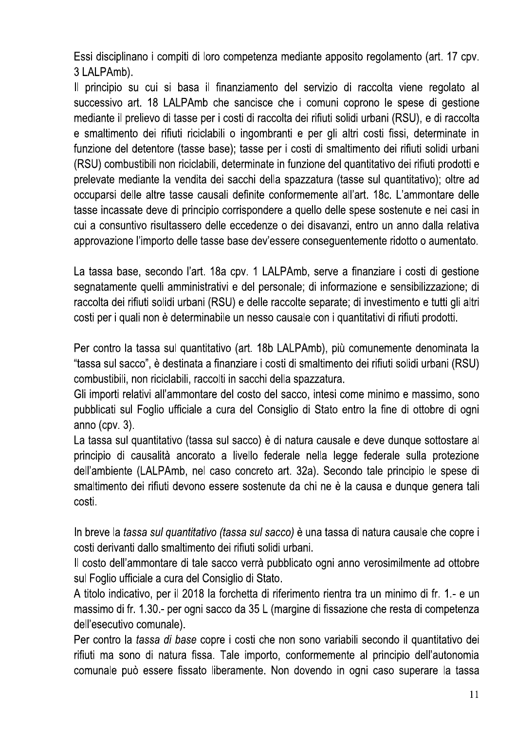Essi disciplinano i compiti di loro competenza mediante apposito regolamento (art. 17 cpv. 3 LALPAmb).

Il principio su cui si basa il finanziamento del servizio di raccolta viene regolato al successivo art. 18 LALPAmb che sancisce che i comuni coprono le spese di gestione mediante il prelievo di tasse per i costi di raccolta dei rifiuti solidi urbani (RSU), e di raccolta e smaltimento dei rifiuti riciclabili o ingombranti e per gli altri costi fissi, determinate in funzione del detentore (tasse base); tasse per i costi di smaltimento dei rifiuti solidi urbani (RSU) combustibili non riciclabili, determinate in funzione del quantitativo dei rifiuti prodotti e prelevate mediante la vendita dei sacchi della spazzatura (tasse sul quantitativo); oltre ad occuparsi delle altre tasse causali definite conformemente all'art. 18c. L'ammontare delle tasse incassate deve di principio corrispondere a quello delle spese sostenute e nei casi in cui a consuntivo risultassero delle eccedenze o dei disavanzi, entro un anno dalla relativa approvazione l'importo delle tasse base dev'essere conseguentemente ridotto o aumentato.

La tassa base, secondo l'art. 18a cpv. 1 LALPAmb, serve a finanziare i costi di gestione segnatamente quelli amministrativi e del personale; di informazione e sensibilizzazione; di raccolta dei rifiuti solidi urbani (RSU) e delle raccolte separate; di investimento e tutti gli altri costi per i quali non è determinabile un nesso causale con i quantitativi di rifiuti prodotti.

Per contro la tassa sul quantitativo (art. 18b LALPAmb), più comunemente denominata la "tassa sul sacco", è destinata a finanziare i costi di smaltimento dei rifiuti solidi urbani (RSU) combustibili, non riciclabili, raccolti in sacchi della spazzatura.

Gli importi relativi all'ammontare del costo del sacco, intesi come minimo e massimo, sono pubblicati sul Foglio ufficiale a cura del Consiglio di Stato entro la fine di ottobre di ogni anno (cpv. 3).

La tassa sul quantitativo (tassa sul sacco) è di natura causale e deve dunque sottostare al principio di causalità ancorato a livello federale nella legge federale sulla protezione dell'ambiente (LALPAmb, nel caso concreto art. 32a). Secondo tale principio le spese di smaltimento dei rifiuti devono essere sostenute da chi ne è la causa e dunque genera tali costi.

In breve la *tassa sul quantitativo (tassa sul sacco)* è una tassa di natura causale che copre i costi derivanti dallo smaltimento dei rifiuti solidi urbani.

Il costo dell'ammontare di tale sacco verrà pubblicato ogni anno verosimilmente ad ottobre sul Foglio ufficiale a cura del Consiglio di Stato.

A titolo indicativo, per il 2018 la forchetta di riferimento rientra tra un minimo di fr. 1.- e un massimo di fr. 1.30.- per ogni sacco da 35 L (margine di fissazione che resta di competenza dell'esecutivo comunale).

Per contro la *tassa di base* copre i costi che non sono variabili secondo il quantitativo dei rifiuti ma sono di natura fissa. Tale importo, conformemente al principio dell'autonomia comunale può essere fissato liberamente. Non dovendo in ogni caso superare la tassa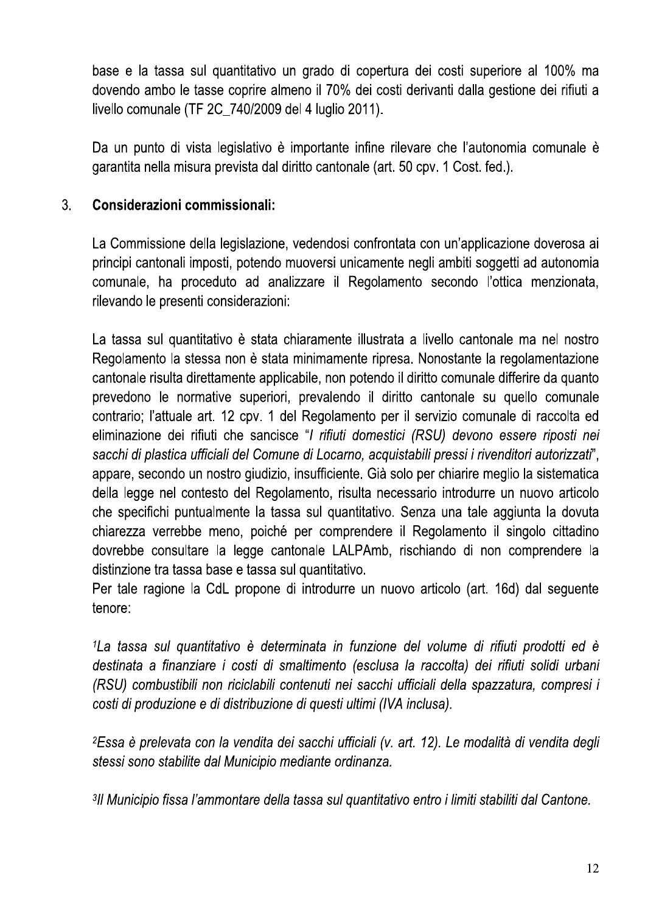base e la tassa sul quantitativo un grado di copertura dei costi superiore al 100% ma dovendo ambo le tasse coprire almeno il 70% dei costi derivanti dalla gestione dei rifiuti a livello comunale (TF 2C_740/2009 del 4 luglio 2011).

Da un punto di vista legislativo è importante infine rilevare che l'autonomia comunale è garantita nella misura prevista dal diritto cantonale (art. 50 cpv. 1 Cost. fed.).

## 3. Considerazioni commissionali:

La Commissione della legislazione, vedendosi confrontata con un'applicazione doverosa ai principi cantonali imposti, potendo muoversi unicamente negli ambiti soggetti ad autonomia comunale, ha proceduto ad analizzare il Regolamento secondo l'ottica menzionata, rilevando le presenti considerazioni:

La tassa sul quantitativo è stata chiaramente illustrata a livello cantonale ma nel nostro Regolamento la stessa non è stata minimamente ripresa. Nonostante la regolamentazione cantonale risulta direttamente applicabile, non potendo il diritto comunale differire da quanto prevedono le normative superiori, prevalendo il diritto cantonale su quello comunale contrario; l'attuale art. 12 cpv. 1 del Regolamento per il servizio comunale di raccolta ed eliminazione dei rifiuti che sancisce "*I rifiuti domestici (RSU) devono essere riposti nei sacchi di plastica ufficiali del Comune di Locarno, acquistabili pressi i rivenditori autorizzati*", appare, secondo un nostro giudizio, insufficiente. Già solo per chiarire meglio la sistematica della legge nel contesto del Regolamento, risulta necessario introdurre un nuovo articolo che specifichi puntualmente la tassa sul quantitativo. Senza una tale aggiunta la dovuta chiarezza verrebbe meno, poiché per comprendere il Regolamento il singolo cittadino dovrebbe consultare la legge cantonale LALPAmb, rischiando di non comprendere la distinzione tra tassa base e tassa sul quantitativo.
Per tale ragione la CdL propone di introdurre un nuovo articolo (art. 16d) dal seguente tenore:

*[1]La tassa sul quantitativo è determinata in funzione del volume di rifiuti prodotti ed è destinata a finanziare i costi di smaltimento (esclusa la raccolta) dei rifiuti solidi urbani (RSU) combustibili non riciclabili contenuti nei sacchi ufficiali della spazzatura, compresi i costi di produzione e di distribuzione di questi ultimi (IVA inclusa).*

*[2]Essa è prelevata con la vendita dei sacchi ufficiali (v. art. 12). Le modalità di vendita degli stessi sono stabilite dal Municipio mediante ordinanza.*

*[3]Il Municipio fissa l'ammontare della tassa sul quantitativo entro i limiti stabiliti dal Cantone.*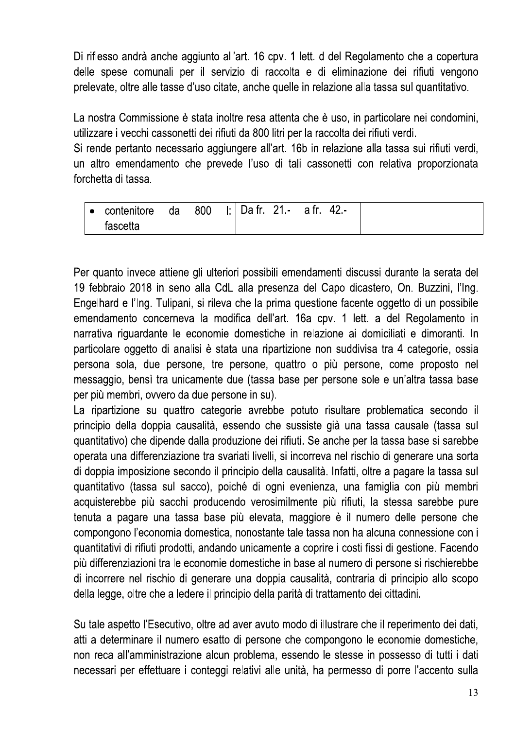Di riflesso andrà anche aggiunto all'art. 16 cpv. 1 lett. d del Regolamento che a copertura delle spese comunali per il servizio di raccolta e di eliminazione dei rifiuti vengono prelevate, oltre alle tasse d'uso citate, anche quelle in relazione alla tassa sul quantitativo.

La nostra Commissione è stata inoltre resa attenta che è uso, in particolare nei condomini, utilizzare i vecchi cassonetti dei rifiuti da 800 litri per la raccolta dei rifiuti verdi.
Si rende pertanto necessario aggiungere all'art. 16b in relazione alla tassa sui rifiuti verdi, un altro emendamento che prevede l'uso di tali cassonetti con relativa proporzionata forchetta di tassa.

| | | |
|---|---|---|
| • contenitore da 800 l: fascetta | Da fr. 21.- a fr. 42.- | |

Per quanto invece attiene gli ulteriori possibili emendamenti discussi durante la serata del 19 febbraio 2018 in seno alla CdL alla presenza del Capo dicastero, On. Buzzini, l'Ing. Engelhard e l'Ing. Tulipani, si rileva che la prima questione facente oggetto di un possibile emendamento concerneva la modifica dell'art. 16a cpv. 1 lett. a del Regolamento in narrativa riguardante le economie domestiche in relazione ai domiciliati e dimoranti. In particolare oggetto di analisi è stata una ripartizione non suddivisa tra 4 categorie, ossia persona sola, due persone, tre persone, quattro o più persone, come proposto nel messaggio, bensì tra unicamente due (tassa base per persone sole e un'altra tassa base per più membri, ovvero da due persone in su).
La ripartizione su quattro categorie avrebbe potuto risultare problematica secondo il principio della doppia causalità, essendo che sussiste già una tassa causale (tassa sul quantitativo) che dipende dalla produzione dei rifiuti. Se anche per la tassa base si sarebbe operata una differenziazione tra svariati livelli, si incorreva nel rischio di generare una sorta di doppia imposizione secondo il principio della causalità. Infatti, oltre a pagare la tassa sul quantitativo (tassa sul sacco), poiché di ogni evenienza, una famiglia con più membri acquisterebbe più sacchi producendo verosimilmente più rifiuti, la stessa sarebbe pure tenuta a pagare una tassa base più elevata, maggiore è il numero delle persone che compongono l'economia domestica, nonostante tale tassa non ha alcuna connessione con i quantitativi di rifiuti prodotti, andando unicamente a coprire i costi fissi di gestione. Facendo più differenziazioni tra le economie domestiche in base al numero di persone si rischierebbe di incorrere nel rischio di generare una doppia causalità, contraria di principio allo scopo della legge, oltre che a ledere il principio della parità di trattamento dei cittadini.

Su tale aspetto l'Esecutivo, oltre ad aver avuto modo di illustrare che il reperimento dei dati, atti a determinare il numero esatto di persone che compongono le economie domestiche, non reca all'amministrazione alcun problema, essendo le stesse in possesso di tutti i dati necessari per effettuare i conteggi relativi alle unità, ha permesso di porre l'accento sulla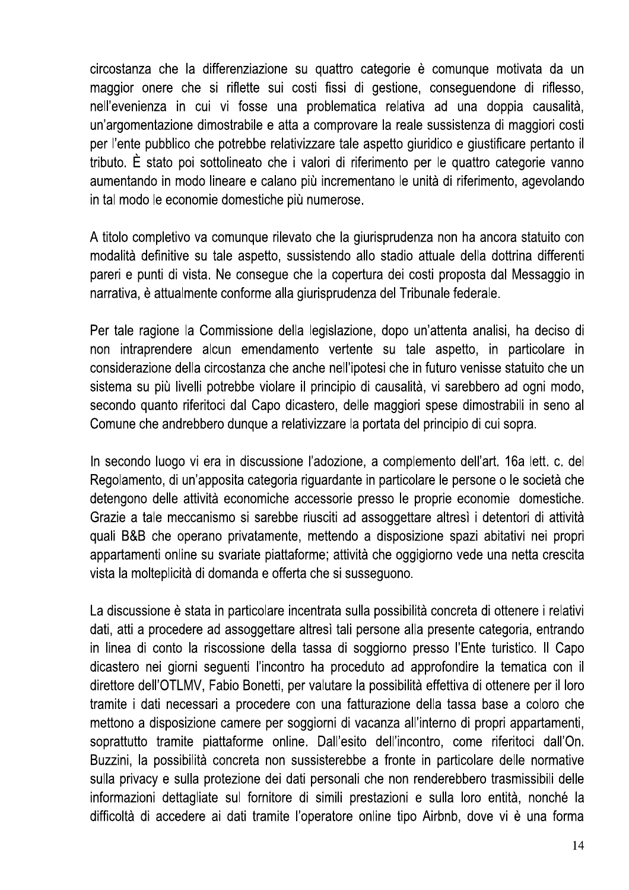circostanza che la differenziazione su quattro categorie è comunque motivata da un maggior onere che si riflette sui costi fissi di gestione, conseguendone di riflesso, nell'evenienza in cui vi fosse una problematica relativa ad una doppia causalità, un'argomentazione dimostrabile e atta a comprovare la reale sussistenza di maggiori costi per l'ente pubblico che potrebbe relativizzare tale aspetto giuridico e giustificare pertanto il tributo. È stato poi sottolineato che i valori di riferimento per le quattro categorie vanno aumentando in modo lineare e calano più incrementano le unità di riferimento, agevolando in tal modo le economie domestiche più numerose.

A titolo completivo va comunque rilevato che la giurisprudenza non ha ancora statuito con modalità definitive su tale aspetto, sussistendo allo stadio attuale della dottrina differenti pareri e punti di vista. Ne consegue che la copertura dei costi proposta dal Messaggio in narrativa, è attualmente conforme alla giurisprudenza del Tribunale federale.

Per tale ragione la Commissione della legislazione, dopo un'attenta analisi, ha deciso di non intraprendere alcun emendamento vertente su tale aspetto, in particolare in considerazione della circostanza che anche nell'ipotesi che in futuro venisse statuito che un sistema su più livelli potrebbe violare il principio di causalità, vi sarebbero ad ogni modo, secondo quanto riferitoci dal Capo dicastero, delle maggiori spese dimostrabili in seno al Comune che andrebbero dunque a relativizzare la portata del principio di cui sopra.

In secondo luogo vi era in discussione l'adozione, a complemento dell'art. 16a lett. c. del Regolamento, di un'apposita categoria riguardante in particolare le persone o le società che detengono delle attività economiche accessorie presso le proprie economie domestiche. Grazie a tale meccanismo si sarebbe riusciti ad assoggettare altresì i detentori di attività quali B&B che operano privatamente, mettendo a disposizione spazi abitativi nei propri appartamenti online su svariate piattaforme; attività che oggigiorno vede una netta crescita vista la molteplicità di domanda e offerta che si susseguono.

La discussione è stata in particolare incentrata sulla possibilità concreta di ottenere i relativi dati, atti a procedere ad assoggettare altresì tali persone alla presente categoria, entrando in linea di conto la riscossione della tassa di soggiorno presso l'Ente turistico. Il Capo dicastero nei giorni seguenti l'incontro ha proceduto ad approfondire la tematica con il direttore dell'OTLMV, Fabio Bonetti, per valutare la possibilità effettiva di ottenere per il loro tramite i dati necessari a procedere con una fatturazione della tassa base a coloro che mettono a disposizione camere per soggiorni di vacanza all'interno di propri appartamenti, soprattutto tramite piattaforme online. Dall'esito dell'incontro, come riferitoci dall'On. Buzzini, la possibilità concreta non sussisterebbe a fronte in particolare delle normative sulla privacy e sulla protezione dei dati personali che non renderebbero trasmissibili delle informazioni dettagliate sul fornitore di simili prestazioni e sulla loro entità, nonché la difficoltà di accedere ai dati tramite l'operatore online tipo Airbnb, dove vi è una forma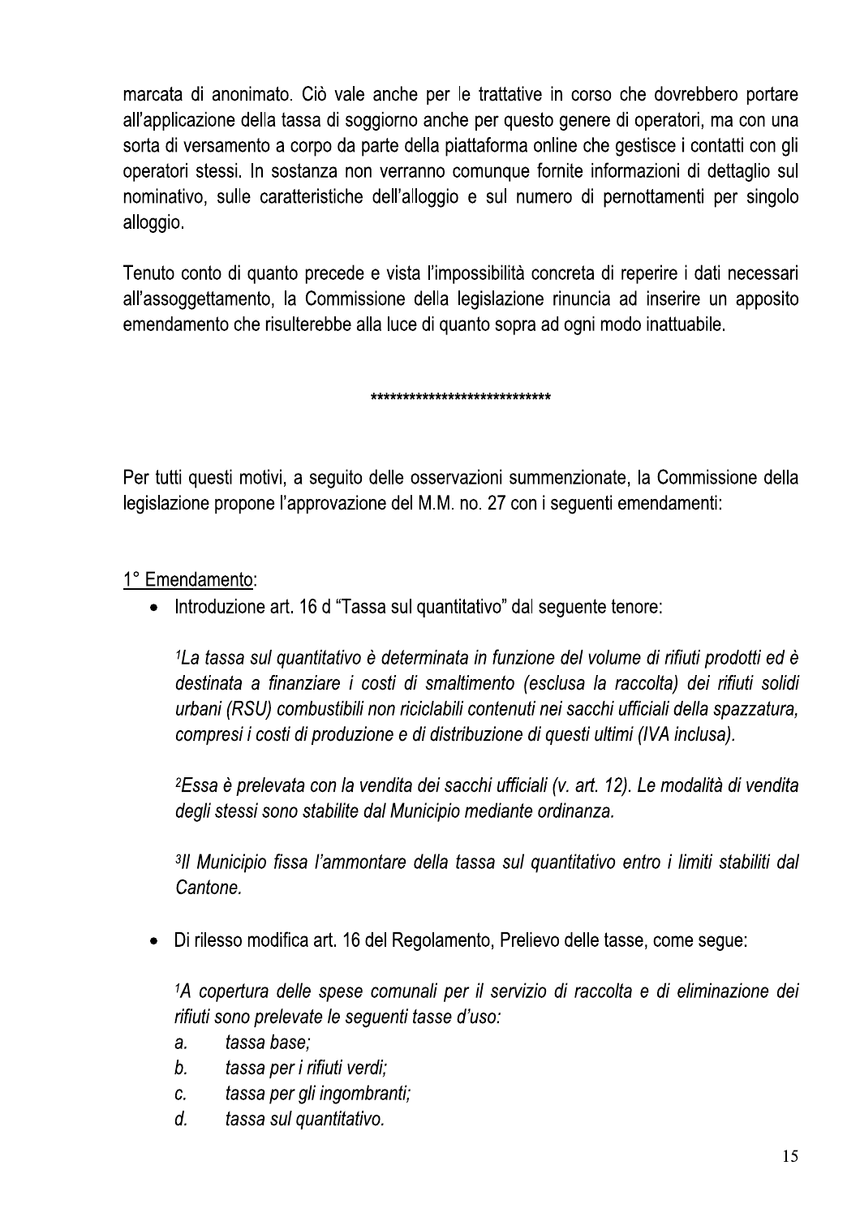marcata di anonimato. Ciò vale anche per le trattative in corso che dovrebbero portare all'applicazione della tassa di soggiorno anche per questo genere di operatori, ma con una sorta di versamento a corpo da parte della piattaforma online che gestisce i contatti con gli operatori stessi. In sostanza non verranno comunque fornite informazioni di dettaglio sul nominativo, sulle caratteristiche dell'alloggio e sul numero di pernottamenti per singolo alloggio.

Tenuto conto di quanto precede e vista l'impossibilità concreta di reperire i dati necessari all'assoggettamento, la Commissione della legislazione rinuncia ad inserire un apposito emendamento che risulterebbe alla luce di quanto sopra ad ogni modo inattuabile.

****************************

Per tutti questi motivi, a seguito delle osservazioni summenzionate, la Commissione della legislazione propone l'approvazione del M.M. no. 27 con i seguenti emendamenti:

<u>1° Emendamento</u>:

- Introduzione art. 16 d "Tassa sul quantitativo" dal seguente tenore:

  *[1]La tassa sul quantitativo è determinata in funzione del volume di rifiuti prodotti ed è destinata a finanziare i costi di smaltimento (esclusa la raccolta) dei rifiuti solidi urbani (RSU) combustibili non riciclabili contenuti nei sacchi ufficiali della spazzatura, compresi i costi di produzione e di distribuzione di questi ultimi (IVA inclusa).*

  *[2]Essa è prelevata con la vendita dei sacchi ufficiali (v. art. 12). Le modalità di vendita degli stessi sono stabilite dal Municipio mediante ordinanza.*

  *[3]Il Municipio fissa l'ammontare della tassa sul quantitativo entro i limiti stabiliti dal Cantone.*

- Di rilesso modifica art. 16 del Regolamento, Prelievo delle tasse, come segue:

  *[1]A copertura delle spese comunali per il servizio di raccolta e di eliminazione dei rifiuti sono prelevate le seguenti tasse d'uso:*
  - *a. tassa base;*
  - *b. tassa per i rifiuti verdi;*
  - *c. tassa per gli ingombranti;*
  - *d. tassa sul quantitativo.*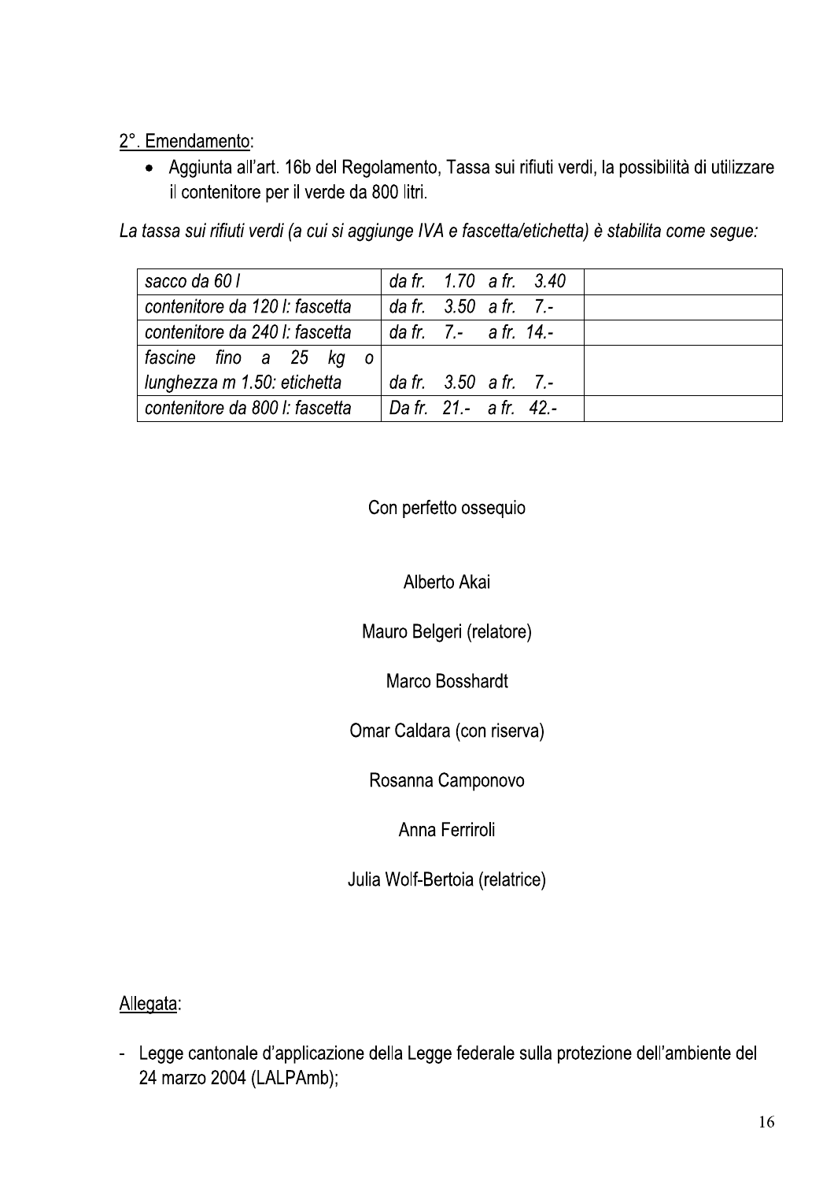2°. <u>Emendamento</u>:

- Aggiunta all'art. 16b del Regolamento, Tassa sui rifiuti verdi, la possibilità di utilizzare il contenitore per il verde da 800 litri.

*La tassa sui rifiuti verdi (a cui si aggiunge IVA e fascetta/etichetta) è stabilita come segue:*

| | | |
|---|---|---|
| *sacco da 60 l* | *da fr. 1.70 a fr. 3.40* | |
| *contenitore da 120 l: fascetta* | *da fr. 3.50 a fr. 7.-* | |
| *contenitore da 240 l: fascetta* | *da fr. 7.- a fr. 14.-* | |
| *fascine fino a 25 kg o lunghezza m 1.50: etichetta* | *da fr. 3.50 a fr. 7.-* | |
| *contenitore da 800 l: fascetta* | *Da fr. 21.- a fr. 42.-* | |

Con perfetto ossequio

Alberto Akai

Mauro Belgeri (relatore)

Marco Bosshardt

Omar Caldara (con riserva)

Rosanna Camponovo

Anna Ferriroli

Julia Wolf-Bertoia (relatrice)

<u>Allegata</u>:

- Legge cantonale d'applicazione della Legge federale sulla protezione dell'ambiente del 24 marzo 2004 (LALPAmb);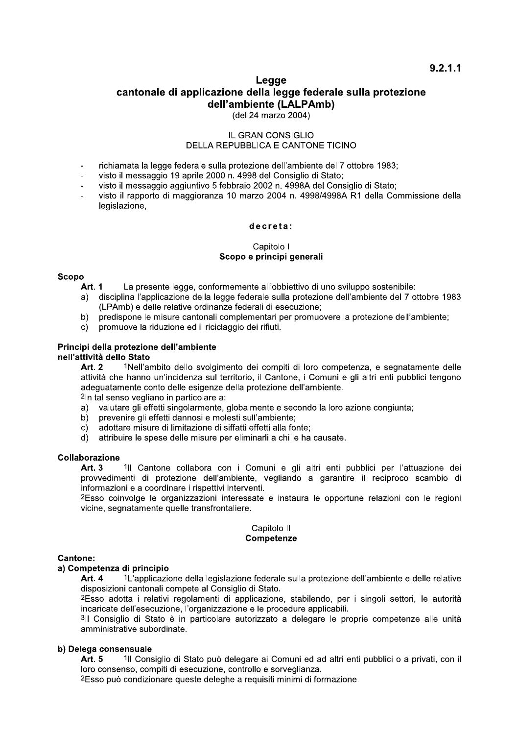9.2.1.1

# Legge
# cantonale di applicazione della legge federale sulla protezione dell'ambiente (LALPAmb)

(del 24 marzo 2004)

IL GRAN CONSIGLIO
DELLA REPUBBLICA E CANTONE TICINO

- richiamata la legge federale sulla protezione dell'ambiente del 7 ottobre 1983;
- visto il messaggio 19 aprile 2000 n. 4998 del Consiglio di Stato;
- visto il messaggio aggiuntivo 5 febbraio 2002 n. 4998A del Consiglio di Stato;
- visto il rapporto di maggioranza 10 marzo 2004 n. 4998/4998A R1 della Commissione della legislazione,

**d e c r e t a :**

## Capitolo I
## Scopo e principi generali

**Scopo**

**Art. 1** La presente legge, conformemente all'obbiettivo di uno sviluppo sostenibile:

a) disciplina l'applicazione della legge federale sulla protezione dell'ambiente del 7 ottobre 1983 (LPAmb) e delle relative ordinanze federali di esecuzione;
b) predispone le misure cantonali complementari per promuovere la protezione dell'ambiente;
c) promuove la riduzione ed il riciclaggio dei rifiuti.

**Principi della protezione dell'ambiente nell'attività dello Stato**

**Art. 2** [1]Nell'ambito dello svolgimento dei compiti di loro competenza, e segnatamente delle attività che hanno un'incidenza sul territorio, il Cantone, i Comuni e gli altri enti pubblici tengono adeguatamente conto delle esigenze della protezione dell'ambiente.

[2]In tal senso vegliano in particolare a:

a) valutare gli effetti singolarmente, globalmente e secondo la loro azione congiunta;
b) prevenire gli effetti dannosi e molesti sull'ambiente;
c) adottare misure di limitazione di siffatti effetti alla fonte;
d) attribuire le spese delle misure per eliminarli a chi le ha causate.

**Collaborazione**

**Art. 3** [1]Il Cantone collabora con i Comuni e gli altri enti pubblici per l'attuazione dei provvedimenti di protezione dell'ambiente, vegliando a garantire il reciproco scambio di informazioni e a coordinare i rispettivi interventi.

[2]Esso coinvolge le organizzazioni interessate e instaura le opportune relazioni con le regioni vicine, segnatamente quelle transfrontaliere.

## Capitolo II
## Competenze

**Cantone:**

**a) Competenza di principio**

**Art. 4** [1]L'applicazione della legislazione federale sulla protezione dell'ambiente e delle relative disposizioni cantonali compete al Consiglio di Stato.

[2]Esso adotta i relativi regolamenti di applicazione, stabilendo, per i singoli settori, le autorità incaricate dell'esecuzione, l'organizzazione e le procedure applicabili.

[3]Il Consiglio di Stato è in particolare autorizzato a delegare le proprie competenze alle unità amministrative subordinate.

**b) Delega consensuale**

**Art. 5** [1]Il Consiglio di Stato può delegare ai Comuni ed ad altri enti pubblici o a privati, con il loro consenso, compiti di esecuzione, controllo e sorveglianza.

[2]Esso può condizionare queste deleghe a requisiti minimi di formazione.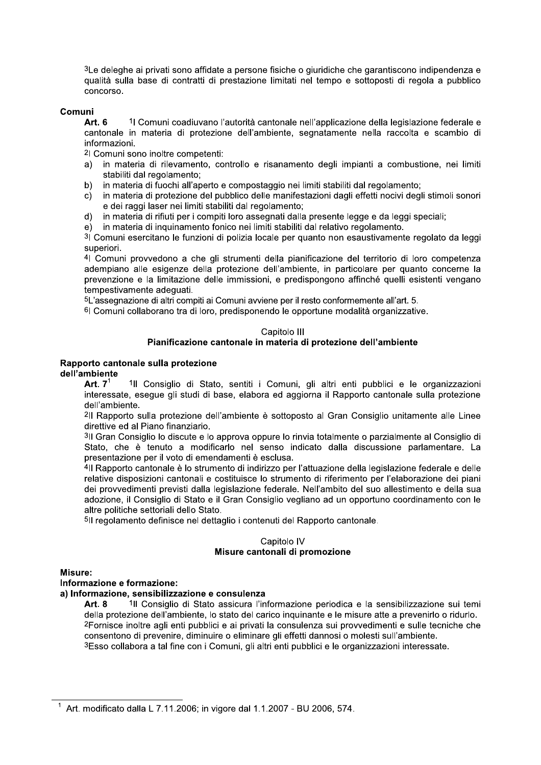[3]Le deleghe ai privati sono affidate a persone fisiche o giuridiche che garantiscono indipendenza e qualità sulla base di contratti di prestazione limitati nel tempo e sottoposti di regola a pubblico concorso.

**Comuni**

**Art. 6** [1]I Comuni coadiuvano l'autorità cantonale nell'applicazione della legislazione federale e cantonale in materia di protezione dell'ambiente, segnatamente nella raccolta e scambio di informazioni.

[2]I Comuni sono inoltre competenti:

a) in materia di rilevamento, controllo e risanamento degli impianti a combustione, nei limiti stabiliti dal regolamento;
b) in materia di fuochi all'aperto e compostaggio nei limiti stabiliti dal regolamento;
c) in materia di protezione del pubblico delle manifestazioni dagli effetti nocivi degli stimoli sonori e dei raggi laser nei limiti stabiliti dal regolamento;
d) in materia di rifiuti per i compiti loro assegnati dalla presente legge e da leggi speciali;
e) in materia di inquinamento fonico nei limiti stabiliti dal relativo regolamento.

[3]I Comuni esercitano le funzioni di polizia locale per quanto non esaustivamente regolato da leggi superiori.

[4]I Comuni provvedono a che gli strumenti della pianificazione del territorio di loro competenza adempiano alle esigenze della protezione dell'ambiente, in particolare per quanto concerne la prevenzione e la limitazione delle immissioni, e predispongono affinché quelli esistenti vengano tempestivamente adeguati.

[5]L'assegnazione di altri compiti ai Comuni avviene per il resto conformemente all'art. 5.

[6]I Comuni collaborano tra di loro, predisponendo le opportune modalità organizzative.

## Capitolo III
## Pianificazione cantonale in materia di protezione dell'ambiente

**Rapporto cantonale sulla protezione dell'ambiente**

**Art. 7**[1] [1]Il Consiglio di Stato, sentiti i Comuni, gli altri enti pubblici e le organizzazioni interessate, esegue gli studi di base, elabora ed aggiorna il Rapporto cantonale sulla protezione dell'ambiente.

[2]Il Rapporto sulla protezione dell'ambiente è sottoposto al Gran Consiglio unitamente alle Linee direttive ed al Piano finanziario.

[3]Il Gran Consiglio lo discute e lo approva oppure lo rinvia totalmente o parzialmente al Consiglio di Stato, che è tenuto a modificarlo nel senso indicato dalla discussione parlamentare. La presentazione per il voto di emendamenti è esclusa.

[4]Il Rapporto cantonale è lo strumento di indirizzo per l'attuazione della legislazione federale e delle relative disposizioni cantonali e costituisce lo strumento di riferimento per l'elaborazione dei piani dei provvedimenti previsti dalla legislazione federale. Nell'ambito del suo allestimento e della sua adozione, il Consiglio di Stato e il Gran Consiglio vegliano ad un opportuno coordinamento con le altre politiche settoriali dello Stato.

[5]Il regolamento definisce nel dettaglio i contenuti del Rapporto cantonale.

## Capitolo IV
## Misure cantonali di promozione

**Misure:**
**Informazione e formazione:**
**a) Informazione, sensibilizzazione e consulenza**

**Art. 8** [1]Il Consiglio di Stato assicura l'informazione periodica e la sensibilizzazione sui temi della protezione dell'ambiente, lo stato del carico inquinante e le misure atte a prevenirlo o ridurlo.

[2]Fornisce inoltre agli enti pubblici e ai privati la consulenza sui provvedimenti e sulle tecniche che consentono di prevenire, diminuire o eliminare gli effetti dannosi o molesti sull'ambiente.

[3]Esso collabora a tal fine con i Comuni, gli altri enti pubblici e le organizzazioni interessate.

---

[1] Art. modificato dalla L 7.11.2006; in vigore dal 1.1.2007 - BU 2006, 574.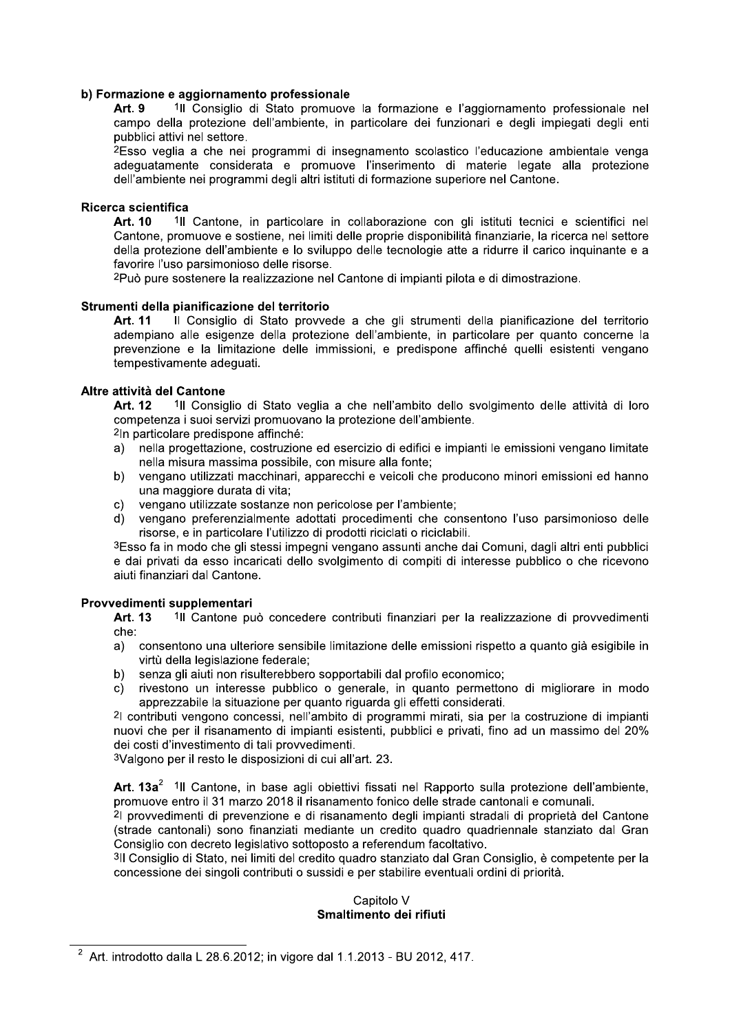**b) Formazione e aggiornamento professionale**

**Art. 9** [1]Il Consiglio di Stato promuove la formazione e l'aggiornamento professionale nel campo della protezione dell'ambiente, in particolare dei funzionari e degli impiegati degli enti pubblici attivi nel settore.

[2]Esso veglia a che nei programmi di insegnamento scolastico l'educazione ambientale venga adeguatamente considerata e promuove l'inserimento di materie legate alla protezione dell'ambiente nei programmi degli altri istituti di formazione superiore nel Cantone.

**Ricerca scientifica**

**Art. 10** [1]Il Cantone, in particolare in collaborazione con gli istituti tecnici e scientifici nel Cantone, promuove e sostiene, nei limiti delle proprie disponibilità finanziarie, la ricerca nel settore della protezione dell'ambiente e lo sviluppo delle tecnologie atte a ridurre il carico inquinante e a favorire l'uso parsimonioso delle risorse.

[2]Può pure sostenere la realizzazione nel Cantone di impianti pilota e di dimostrazione.

**Strumenti della pianificazione del territorio**

**Art. 11** Il Consiglio di Stato provvede a che gli strumenti della pianificazione del territorio adempiano alle esigenze della protezione dell'ambiente, in particolare per quanto concerne la prevenzione e la limitazione delle immissioni, e predispone affinché quelli esistenti vengano tempestivamente adeguati.

**Altre attività del Cantone**

**Art. 12** [1]Il Consiglio di Stato veglia a che nell'ambito dello svolgimento delle attività di loro competenza i suoi servizi promuovano la protezione dell'ambiente.

[2]In particolare predispone affinché:

a) nella progettazione, costruzione ed esercizio di edifici e impianti le emissioni vengano limitate nella misura massima possibile, con misure alla fonte;
b) vengano utilizzati macchinari, apparecchi e veicoli che producono minori emissioni ed hanno una maggiore durata di vita;
c) vengano utilizzate sostanze non pericolose per l'ambiente;
d) vengano preferenzialmente adottati procedimenti che consentono l'uso parsimonioso delle risorse, e in particolare l'utilizzo di prodotti riciclati o riciclabili.

[3]Esso fa in modo che gli stessi impegni vengano assunti anche dai Comuni, dagli altri enti pubblici e dai privati da esso incaricati dello svolgimento di compiti di interesse pubblico o che ricevono aiuti finanziari dal Cantone.

**Provvedimenti supplementari**

**Art. 13** [1]Il Cantone può concedere contributi finanziari per la realizzazione di provvedimenti che:

a) consentono una ulteriore sensibile limitazione delle emissioni rispetto a quanto già esigibile in virtù della legislazione federale;
b) senza gli aiuti non risulterebbero sopportabili dal profilo economico;
c) rivestono un interesse pubblico o generale, in quanto permettono di migliorare in modo apprezzabile la situazione per quanto riguarda gli effetti considerati.

[2]I contributi vengono concessi, nell'ambito di programmi mirati, sia per la costruzione di impianti nuovi che per il risanamento di impianti esistenti, pubblici e privati, fino ad un massimo del 20% dei costi d'investimento di tali provvedimenti.

[3]Valgono per il resto le disposizioni di cui all'art. 23.

**Art. 13a**[2] [1]Il Cantone, in base agli obiettivi fissati nel Rapporto sulla protezione dell'ambiente, promuove entro il 31 marzo 2018 il risanamento fonico delle strade cantonali e comunali.

[2]I provvedimenti di prevenzione e di risanamento degli impianti stradali di proprietà del Cantone (strade cantonali) sono finanziati mediante un credito quadro quadriennale stanziato dal Gran Consiglio con decreto legislativo sottoposto a referendum facoltativo.

[3]Il Consiglio di Stato, nei limiti del credito quadro stanziato dal Gran Consiglio, è competente per la concessione dei singoli contributi o sussidi e per stabilire eventuali ordini di priorità.

## Capitolo V
## Smaltimento dei rifiuti

---

[2] Art. introdotto dalla L 28.6.2012; in vigore dal 1.1.2013 - BU 2012, 417.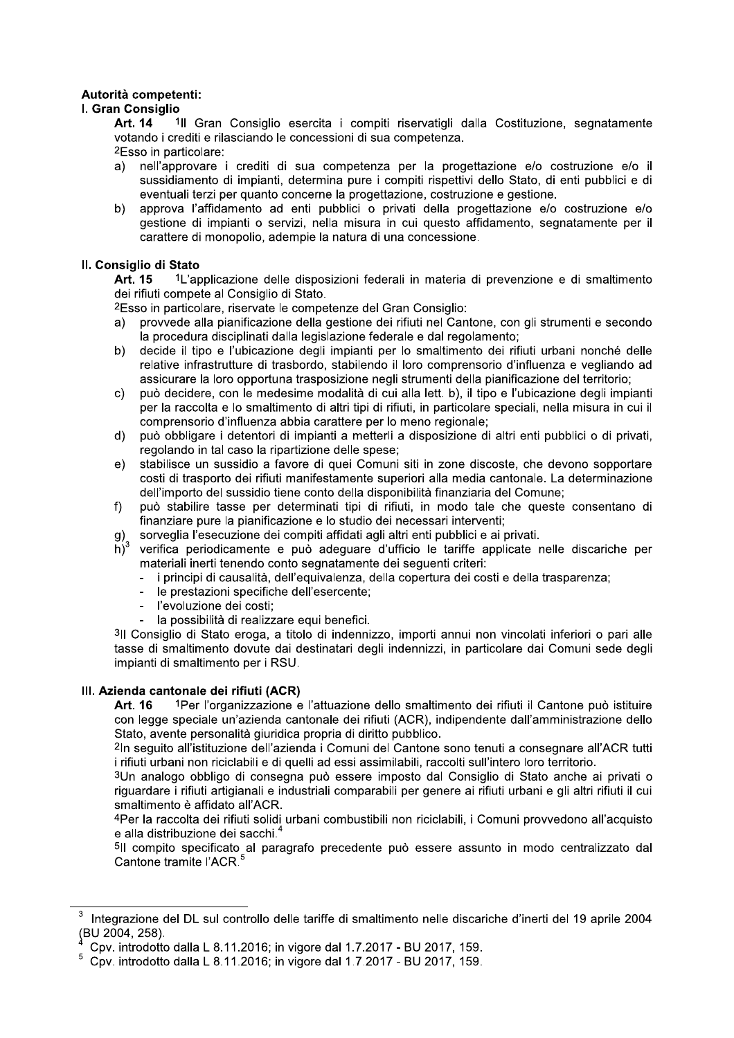**Autorità competenti:**

**I. Gran Consiglio**

**Art. 14** [1]Il Gran Consiglio esercita i compiti riservatigli dalla Costituzione, segnatamente votando i crediti e rilasciando le concessioni di sua competenza.

[2]Esso in particolare:

a) nell'approvare i crediti di sua competenza per la progettazione e/o costruzione e/o il sussidiamento di impianti, determina pure i compiti rispettivi dello Stato, di enti pubblici e di eventuali terzi per quanto concerne la progettazione, costruzione e gestione.
b) approva l'affidamento ad enti pubblici o privati della progettazione e/o costruzione e/o gestione di impianti o servizi, nella misura in cui questo affidamento, segnatamente per il carattere di monopolio, adempie la natura di una concessione.

**II. Consiglio di Stato**

**Art. 15** [1]L'applicazione delle disposizioni federali in materia di prevenzione e di smaltimento dei rifiuti compete al Consiglio di Stato.

[2]Esso in particolare, riservate le competenze del Gran Consiglio:

a) provvede alla pianificazione della gestione dei rifiuti nel Cantone, con gli strumenti e secondo la procedura disciplinati dalla legislazione federale e dal regolamento;
b) decide il tipo e l'ubicazione degli impianti per lo smaltimento dei rifiuti urbani nonché delle relative infrastrutture di trasbordo, stabilendo il loro comprensorio d'influenza e vegliando ad assicurare la loro opportuna trasposizione negli strumenti della pianificazione del territorio;
c) può decidere, con le medesime modalità di cui alla lett. b), il tipo e l'ubicazione degli impianti per la raccolta e lo smaltimento di altri tipi di rifiuti, in particolare speciali, nella misura in cui il comprensorio d'influenza abbia carattere per lo meno regionale;
d) può obbligare i detentori di impianti a metterli a disposizione di altri enti pubblici o di privati, regolando in tal caso la ripartizione delle spese;
e) stabilisce un sussidio a favore di quei Comuni siti in zone discoste, che devono sopportare costi di trasporto dei rifiuti manifestamente superiori alla media cantonale. La determinazione dell'importo del sussidio tiene conto della disponibilità finanziaria del Comune;
f) può stabilire tasse per determinati tipi di rifiuti, in modo tale che queste consentano di finanziare pure la pianificazione e lo studio dei necessari interventi;
g) sorveglia l'esecuzione dei compiti affidati agli altri enti pubblici e ai privati.
h)[3] verifica periodicamente e può adeguare d'ufficio le tariffe applicate nelle discariche per materiali inerti tenendo conto segnatamente dei seguenti criteri:
   - i principi di causalità, dell'equivalenza, della copertura dei costi e della trasparenza;
   - le prestazioni specifiche dell'esercente;
   - l'evoluzione dei costi;
   - la possibilità di realizzare equi benefici.

[3]Il Consiglio di Stato eroga, a titolo di indennizzo, importi annui non vincolati inferiori o pari alle tasse di smaltimento dovute dai destinatari degli indennizzi, in particolare dai Comuni sede degli impianti di smaltimento per i RSU.

**III. Azienda cantonale dei rifiuti (ACR)**

**Art. 16** [1]Per l'organizzazione e l'attuazione dello smaltimento dei rifiuti il Cantone può istituire con legge speciale un'azienda cantonale dei rifiuti (ACR), indipendente dall'amministrazione dello Stato, avente personalità giuridica propria di diritto pubblico.

[2]In seguito all'istituzione dell'azienda i Comuni del Cantone sono tenuti a consegnare all'ACR tutti i rifiuti urbani non riciclabili e di quelli ad essi assimilabili, raccolti sull'intero loro territorio.

[3]Un analogo obbligo di consegna può essere imposto dal Consiglio di Stato anche ai privati o riguardare i rifiuti artigianali e industriali comparabili per genere ai rifiuti urbani e gli altri rifiuti il cui smaltimento è affidato all'ACR.

[4]Per la raccolta dei rifiuti solidi urbani combustibili non riciclabili, i Comuni provvedono all'acquisto e alla distribuzione dei sacchi.[4]

[5]Il compito specificato al paragrafo precedente può essere assunto in modo centralizzato dal Cantone tramite l'ACR.[5]

---

[3] Integrazione del DL sul controllo delle tariffe di smaltimento nelle discariche d'inerti del 19 aprile 2004 (BU 2004, 258).

[4] Cpv. introdotto dalla L 8.11.2016; in vigore dal 1.7.2017 - BU 2017, 159.

[5] Cpv. introdotto dalla L 8.11.2016; in vigore dal 1.7.2017 - BU 2017, 159.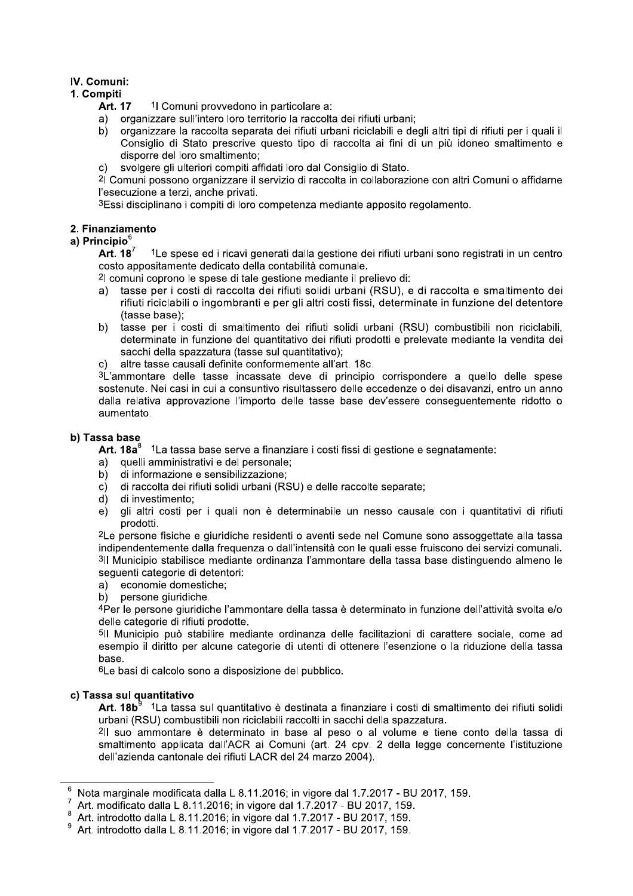## IV. Comuni:

### 1. Compiti

**Art. 17** [1]I Comuni provvedono in particolare a:

a) organizzare sull'intero loro territorio la raccolta dei rifiuti urbani;
b) organizzare la raccolta separata dei rifiuti urbani riciclabili e degli altri tipi di rifiuti per i quali il Consiglio di Stato prescrive questo tipo di raccolta ai fini di un più idoneo smaltimento e disporre del loro smaltimento;
c) svolgere gli ulteriori compiti affidati loro dal Consiglio di Stato.

[2]I Comuni possono organizzare il servizio di raccolta in collaborazione con altri Comuni o affidarne l'esecuzione a terzi, anche privati.

[3]Essi disciplinano i compiti di loro competenza mediante apposito regolamento.

### 2. Finanziamento

#### a) Principio[6]

**Art. 18**[7] [1]Le spese ed i ricavi generati dalla gestione dei rifiuti urbani sono registrati in un centro costo appositamente dedicato della contabilità comunale.

[2]I comuni coprono le spese di tale gestione mediante il prelievo di:

a) tasse per i costi di raccolta dei rifiuti solidi urbani (RSU), e di raccolta e smaltimento dei rifiuti riciclabili o ingombranti e per gli altri costi fissi, determinate in funzione del detentore (tasse base);
b) tasse per i costi di smaltimento dei rifiuti solidi urbani (RSU) combustibili non riciclabili, determinate in funzione del quantitativo dei rifiuti prodotti e prelevate mediante la vendita dei sacchi della spazzatura (tasse sul quantitativo);
c) altre tasse causali definite conformemente all'art. 18c.

[3]L'ammontare delle tasse incassate deve di principio corrispondere a quello delle spese sostenute. Nei casi in cui a consuntivo risultassero delle eccedenze o dei disavanzi, entro un anno dalla relativa approvazione l'importo delle tasse base dev'essere conseguentemente ridotto o aumentato.

#### b) Tassa base

**Art. 18a**[8] [1]La tassa base serve a finanziare i costi fissi di gestione e segnatamente:

a) quelli amministrativi e del personale;
b) di informazione e sensibilizzazione;
c) di raccolta dei rifiuti solidi urbani (RSU) e delle raccolte separate;
d) di investimento;
e) gli altri costi per i quali non è determinabile un nesso causale con i quantitativi di rifiuti prodotti.

[2]Le persone fisiche e giuridiche residenti o aventi sede nel Comune sono assoggettate alla tassa indipendentemente dalla frequenza o dall'intensità con le quali esse fruiscono dei servizi comunali.

[3]Il Municipio stabilisce mediante ordinanza l'ammontare della tassa base distinguendo almeno le seguenti categorie di detentori:

a) economie domestiche;
b) persone giuridiche.

[4]Per le persone giuridiche l'ammontare della tassa è determinato in funzione dell'attività svolta e/o delle categorie di rifiuti prodotte.

[5]Il Municipio può stabilire mediante ordinanza delle facilitazioni di carattere sociale, come ad esempio il diritto per alcune categorie di utenti di ottenere l'esenzione o la riduzione della tassa base.

[6]Le basi di calcolo sono a disposizione del pubblico.

#### c) Tassa sul quantitativo

**Art. 18b**[9] [1]La tassa sul quantitativo è destinata a finanziare i costi di smaltimento dei rifiuti solidi urbani (RSU) combustibili non riciclabili raccolti in sacchi della spazzatura.

[2]Il suo ammontare è determinato in base al peso o al volume e tiene conto della tassa di smaltimento applicata dall'ACR ai Comuni (art. 24 cpv. 2 della legge concernente l'istituzione dell'azienda cantonale dei rifiuti LACR del 24 marzo 2004).

---

[6] Nota marginale modificata dalla L 8.11.2016; in vigore dal 1.7.2017 - BU 2017, 159.
[7] Art. modificato dalla L 8.11.2016; in vigore dal 1.7.2017 - BU 2017, 159.
[8] Art. introdotto dalla L 8.11.2016; in vigore dal 1.7.2017 - BU 2017, 159.
[9] Art. introdotto dalla L 8.11.2016; in vigore dal 1.7.2017 - BU 2017, 159.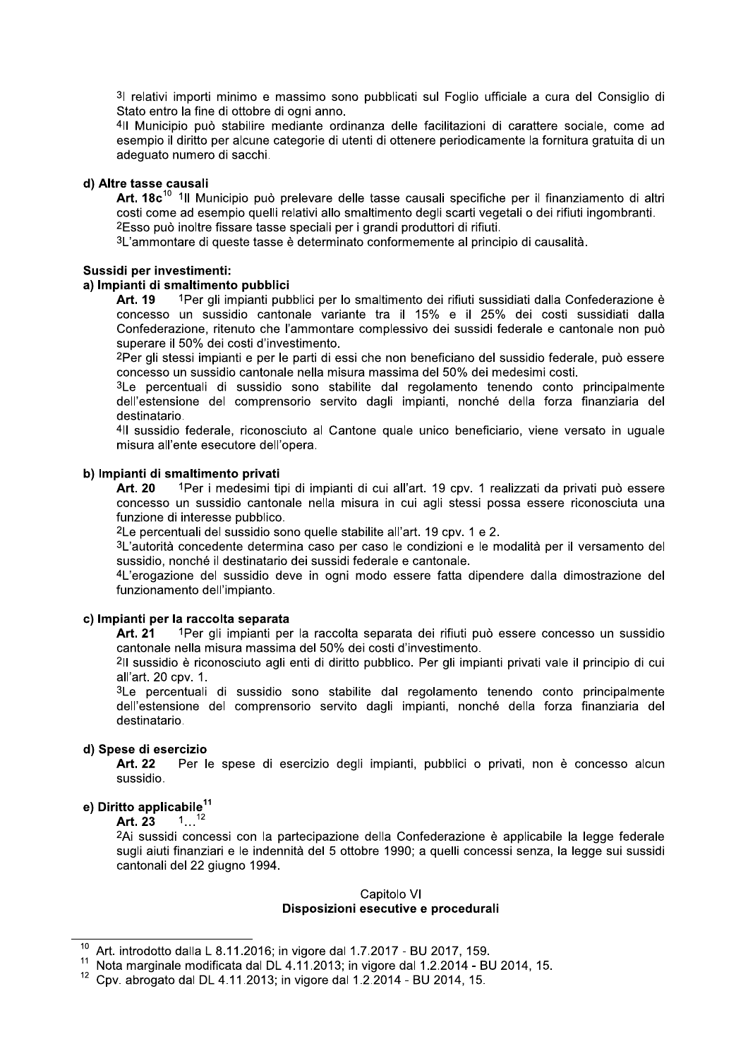[3]I relativi importi minimo e massimo sono pubblicati sul Foglio ufficiale a cura del Consiglio di Stato entro la fine di ottobre di ogni anno.

[4]Il Municipio può stabilire mediante ordinanza delle facilitazioni di carattere sociale, come ad esempio il diritto per alcune categorie di utenti di ottenere periodicamente la fornitura gratuita di un adeguato numero di sacchi.

**d) Altre tasse causali**

**Art. 18c**[10] [1]Il Municipio può prelevare delle tasse causali specifiche per il finanziamento di altri costi come ad esempio quelli relativi allo smaltimento degli scarti vegetali o dei rifiuti ingombranti.

[2]Esso può inoltre fissare tasse speciali per i grandi produttori di rifiuti.

[3]L'ammontare di queste tasse è determinato conformemente al principio di causalità.

**Sussidi per investimenti:**

**a) Impianti di smaltimento pubblici**

**Art. 19** [1]Per gli impianti pubblici per lo smaltimento dei rifiuti sussidiati dalla Confederazione è concesso un sussidio cantonale variante tra il 15% e il 25% dei costi sussidiati dalla Confederazione, ritenuto che l'ammontare complessivo dei sussidi federale e cantonale non può superare il 50% dei costi d'investimento.

[2]Per gli stessi impianti e per le parti di essi che non beneficiano del sussidio federale, può essere concesso un sussidio cantonale nella misura massima del 50% dei medesimi costi.

[3]Le percentuali di sussidio sono stabilite dal regolamento tenendo conto principalmente dell'estensione del comprensorio servito dagli impianti, nonché della forza finanziaria del destinatario.

[4]Il sussidio federale, riconosciuto al Cantone quale unico beneficiario, viene versato in uguale misura all'ente esecutore dell'opera.

**b) Impianti di smaltimento privati**

**Art. 20** [1]Per i medesimi tipi di impianti di cui all'art. 19 cpv. 1 realizzati da privati può essere concesso un sussidio cantonale nella misura in cui agli stessi possa essere riconosciuta una funzione di interesse pubblico.

[2]Le percentuali del sussidio sono quelle stabilite all'art. 19 cpv. 1 e 2.

[3]L'autorità concedente determina caso per caso le condizioni e le modalità per il versamento del sussidio, nonché il destinatario dei sussidi federale e cantonale.

[4]L'erogazione del sussidio deve in ogni modo essere fatta dipendere dalla dimostrazione del funzionamento dell'impianto.

**c) Impianti per la raccolta separata**

**Art. 21** [1]Per gli impianti per la raccolta separata dei rifiuti può essere concesso un sussidio cantonale nella misura massima del 50% dei costi d'investimento.

[2]Il sussidio è riconosciuto agli enti di diritto pubblico. Per gli impianti privati vale il principio di cui all'art. 20 cpv. 1.

[3]Le percentuali di sussidio sono stabilite dal regolamento tenendo conto principalmente dell'estensione del comprensorio servito dagli impianti, nonché della forza finanziaria del destinatario.

**d) Spese di esercizio**

**Art. 22** Per le spese di esercizio degli impianti, pubblici o privati, non è concesso alcun sussidio.

**e) Diritto applicabile**[11]

**Art. 23** [1]...[12]

[2]Ai sussidi concessi con la partecipazione della Confederazione è applicabile la legge federale sugli aiuti finanziari e le indennità del 5 ottobre 1990; a quelli concessi senza, la legge sui sussidi cantonali del 22 giugno 1994.

## Capitolo VI
## Disposizioni esecutive e procedurali

---

[10] Art. introdotto dalla L 8.11.2016; in vigore dal 1.7.2017 - BU 2017, 159.

[11] Nota marginale modificata dal DL 4.11.2013; in vigore dal 1.2.2014 - BU 2014, 15.

[12] Cpv. abrogato dal DL 4.11.2013; in vigore dal 1.2.2014 - BU 2014, 15.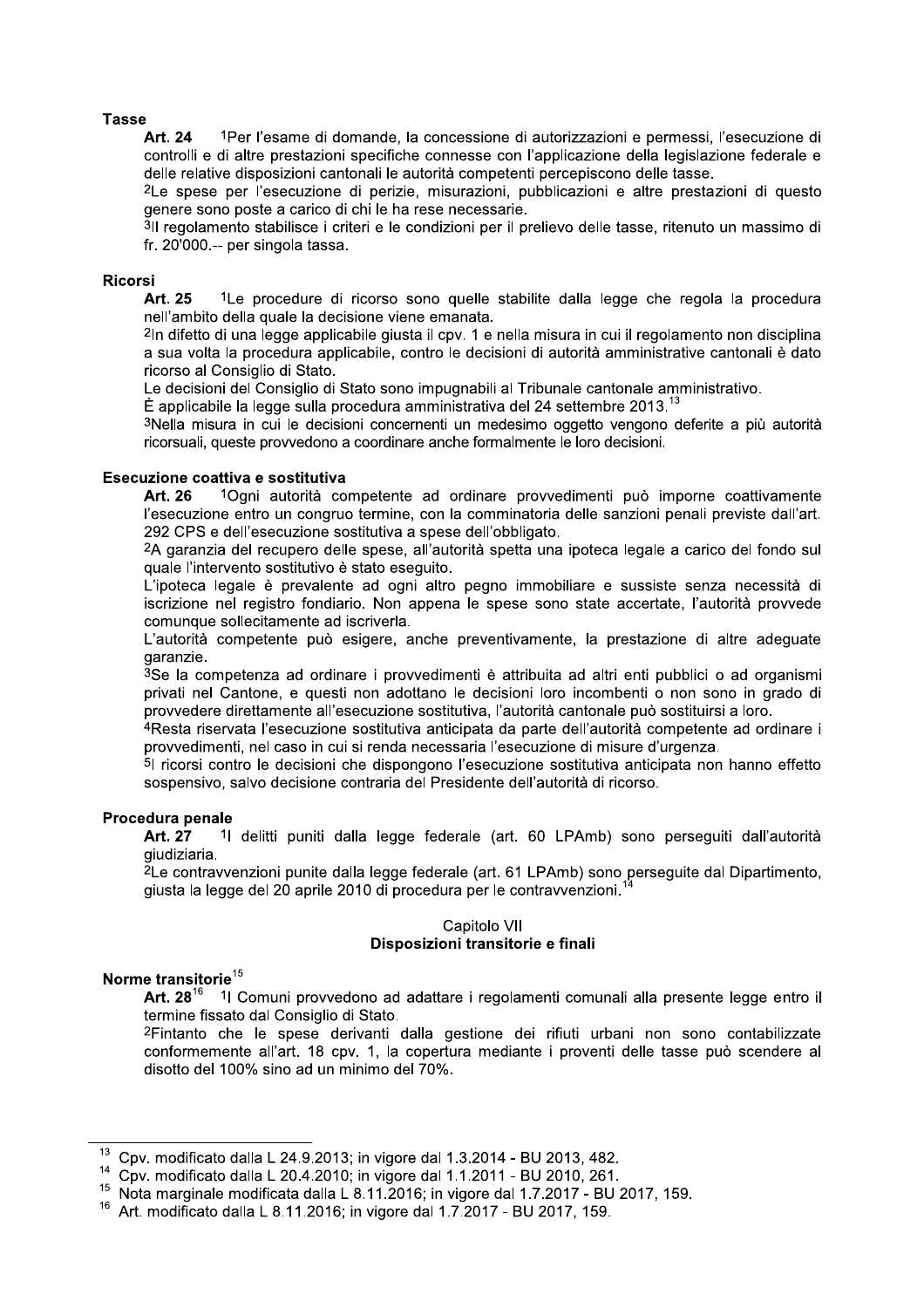**Tasse**

**Art. 24** [1]Per l'esame di domande, la concessione di autorizzazioni e permessi, l'esecuzione di controlli e di altre prestazioni specifiche connesse con l'applicazione della legislazione federale e delle relative disposizioni cantonali le autorità competenti percepiscono delle tasse.

[2]Le spese per l'esecuzione di perizie, misurazioni, pubblicazioni e altre prestazioni di questo genere sono poste a carico di chi le ha rese necessarie.

[3]Il regolamento stabilisce i criteri e le condizioni per il prelievo delle tasse, ritenuto un massimo di fr. 20'000.-- per singola tassa.

**Ricorsi**

**Art. 25** [1]Le procedure di ricorso sono quelle stabilite dalla legge che regola la procedura nell'ambito della quale la decisione viene emanata.

[2]In difetto di una legge applicabile giusta il cpv. 1 e nella misura in cui il regolamento non disciplina a sua volta la procedura applicabile, contro le decisioni di autorità amministrative cantonali è dato ricorso al Consiglio di Stato.

Le decisioni del Consiglio di Stato sono impugnabili al Tribunale cantonale amministrativo.

È applicabile la legge sulla procedura amministrativa del 24 settembre 2013.[13]

[3]Nella misura in cui le decisioni concernenti un medesimo oggetto vengono deferite a più autorità ricorsuali, queste provvedono a coordinare anche formalmente le loro decisioni.

**Esecuzione coattiva e sostitutiva**

**Art. 26** [1]Ogni autorità competente ad ordinare provvedimenti può imporne coattivamente l'esecuzione entro un congruo termine, con la comminatoria delle sanzioni penali previste dall'art. 292 CPS e dell'esecuzione sostitutiva a spese dell'obbligato.

[2]A garanzia del recupero delle spese, all'autorità spetta una ipoteca legale a carico del fondo sul quale l'intervento sostitutivo è stato eseguito.

L'ipoteca legale è prevalente ad ogni altro pegno immobiliare e sussiste senza necessità di iscrizione nel registro fondiario. Non appena le spese sono state accertate, l'autorità provvede comunque sollecitamente ad iscriverla.

L'autorità competente può esigere, anche preventivamente, la prestazione di altre adeguate garanzie.

[3]Se la competenza ad ordinare i provvedimenti è attribuita ad altri enti pubblici o ad organismi privati nel Cantone, e questi non adottano le decisioni loro incombenti o non sono in grado di provvedere direttamente all'esecuzione sostitutiva, l'autorità cantonale può sostituirsi a loro.

[4]Resta riservata l'esecuzione sostitutiva anticipata da parte dell'autorità competente ad ordinare i provvedimenti, nel caso in cui si renda necessaria l'esecuzione di misure d'urgenza.

[5]I ricorsi contro le decisioni che dispongono l'esecuzione sostitutiva anticipata non hanno effetto sospensivo, salvo decisione contraria del Presidente dell'autorità di ricorso.

**Procedura penale**

**Art. 27** [1]I delitti puniti dalla legge federale (art. 60 LPAmb) sono perseguiti dall'autorità giudiziaria.

[2]Le contravvenzioni punite dalla legge federale (art. 61 LPAmb) sono perseguite dal Dipartimento, giusta la legge del 20 aprile 2010 di procedura per le contravvenzioni.[14]

## Capitolo VII
## Disposizioni transitorie e finali

**Norme transitorie**[15]

**Art. 28**[16] [1]I Comuni provvedono ad adattare i regolamenti comunali alla presente legge entro il termine fissato dal Consiglio di Stato.

[2]Fintanto che le spese derivanti dalla gestione dei rifiuti urbani non sono contabilizzate conformemente all'art. 18 cpv. 1, la copertura mediante i proventi delle tasse può scendere al disotto del 100% sino ad un minimo del 70%.

---

[13] Cpv. modificato dalla L 24.9.2013; in vigore dal 1.3.2014 - BU 2013, 482.

[14] Cpv. modificato dalla L 20.4.2010; in vigore dal 1.1.2011 - BU 2010, 261.

[15] Nota marginale modificata dalla L 8.11.2016; in vigore dal 1.7.2017 - BU 2017, 159.

[16] Art. modificato dalla L 8.11.2016; in vigore dal 1.7.2017 - BU 2017, 159.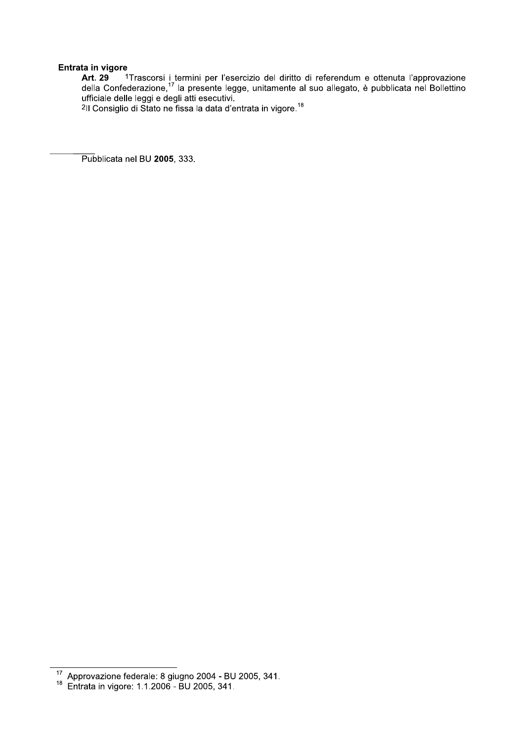**Entrata in vigore**

**Art. 29** [1]Trascorsi i termini per l'esercizio del diritto di referendum e ottenuta l'approvazione della Confederazione,[17] la presente legge, unitamente al suo allegato, è pubblicata nel Bollettino ufficiale delle leggi e degli atti esecutivi.

[2]Il Consiglio di Stato ne fissa la data d'entrata in vigore.[18]

---

Pubblicata nel BU **2005**, 333.

---

[17] Approvazione federale: 8 giugno 2004 - BU 2005, 341.

[18] Entrata in vigore: 1.1.2006 - BU 2005, 341.